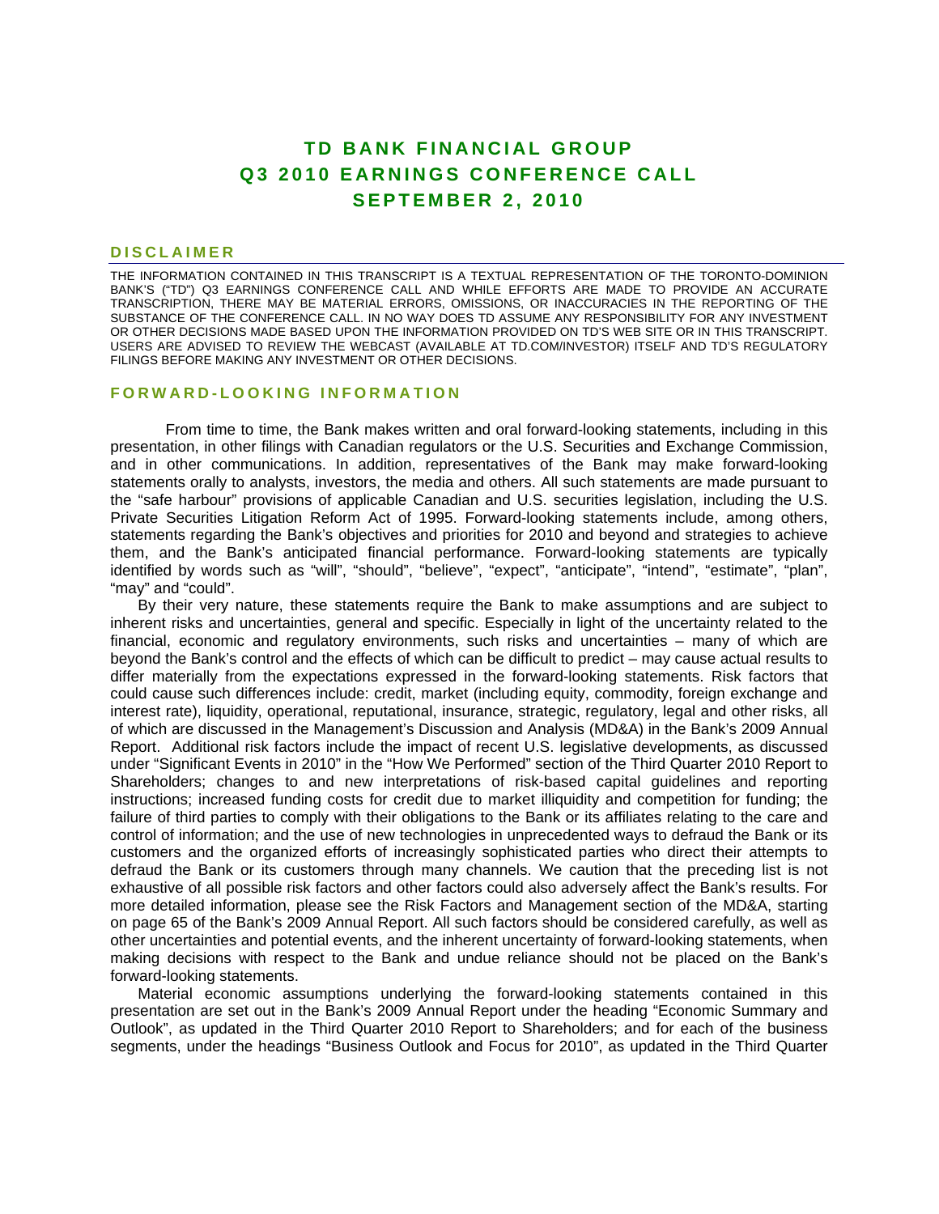# TD BANK FINANCIAL GROUP
# Q3 2010 EARNINGS CONFERENCE CALL
# SEPTEMBER 2, 2010

## DISCLAIMER

THE INFORMATION CONTAINED IN THIS TRANSCRIPT IS A TEXTUAL REPRESENTATION OF THE TORONTO-DOMINION BANK'S ("TD") Q3 EARNINGS CONFERENCE CALL AND WHILE EFFORTS ARE MADE TO PROVIDE AN ACCURATE TRANSCRIPTION, THERE MAY BE MATERIAL ERRORS, OMISSIONS, OR INACCURACIES IN THE REPORTING OF THE SUBSTANCE OF THE CONFERENCE CALL. IN NO WAY DOES TD ASSUME ANY RESPONSIBILITY FOR ANY INVESTMENT OR OTHER DECISIONS MADE BASED UPON THE INFORMATION PROVIDED ON TD'S WEB SITE OR IN THIS TRANSCRIPT. USERS ARE ADVISED TO REVIEW THE WEBCAST (AVAILABLE AT TD.COM/INVESTOR) ITSELF AND TD'S REGULATORY FILINGS BEFORE MAKING ANY INVESTMENT OR OTHER DECISIONS.

## FORWARD-LOOKING INFORMATION

From time to time, the Bank makes written and oral forward-looking statements, including in this presentation, in other filings with Canadian regulators or the U.S. Securities and Exchange Commission, and in other communications. In addition, representatives of the Bank may make forward-looking statements orally to analysts, investors, the media and others. All such statements are made pursuant to the "safe harbour" provisions of applicable Canadian and U.S. securities legislation, including the U.S. Private Securities Litigation Reform Act of 1995. Forward-looking statements include, among others, statements regarding the Bank's objectives and priorities for 2010 and beyond and strategies to achieve them, and the Bank's anticipated financial performance. Forward-looking statements are typically identified by words such as "will", "should", "believe", "expect", "anticipate", "intend", "estimate", "plan", "may" and "could".

By their very nature, these statements require the Bank to make assumptions and are subject to inherent risks and uncertainties, general and specific. Especially in light of the uncertainty related to the financial, economic and regulatory environments, such risks and uncertainties – many of which are beyond the Bank's control and the effects of which can be difficult to predict – may cause actual results to differ materially from the expectations expressed in the forward-looking statements. Risk factors that could cause such differences include: credit, market (including equity, commodity, foreign exchange and interest rate), liquidity, operational, reputational, insurance, strategic, regulatory, legal and other risks, all of which are discussed in the Management's Discussion and Analysis (MD&A) in the Bank's 2009 Annual Report. Additional risk factors include the impact of recent U.S. legislative developments, as discussed under "Significant Events in 2010" in the "How We Performed" section of the Third Quarter 2010 Report to Shareholders; changes to and new interpretations of risk-based capital guidelines and reporting instructions; increased funding costs for credit due to market illiquidity and competition for funding; the failure of third parties to comply with their obligations to the Bank or its affiliates relating to the care and control of information; and the use of new technologies in unprecedented ways to defraud the Bank or its customers and the organized efforts of increasingly sophisticated parties who direct their attempts to defraud the Bank or its customers through many channels. We caution that the preceding list is not exhaustive of all possible risk factors and other factors could also adversely affect the Bank's results. For more detailed information, please see the Risk Factors and Management section of the MD&A, starting on page 65 of the Bank's 2009 Annual Report. All such factors should be considered carefully, as well as other uncertainties and potential events, and the inherent uncertainty of forward-looking statements, when making decisions with respect to the Bank and undue reliance should not be placed on the Bank's forward-looking statements.

Material economic assumptions underlying the forward-looking statements contained in this presentation are set out in the Bank's 2009 Annual Report under the heading "Economic Summary and Outlook", as updated in the Third Quarter 2010 Report to Shareholders; and for each of the business segments, under the headings "Business Outlook and Focus for 2010", as updated in the Third Quarter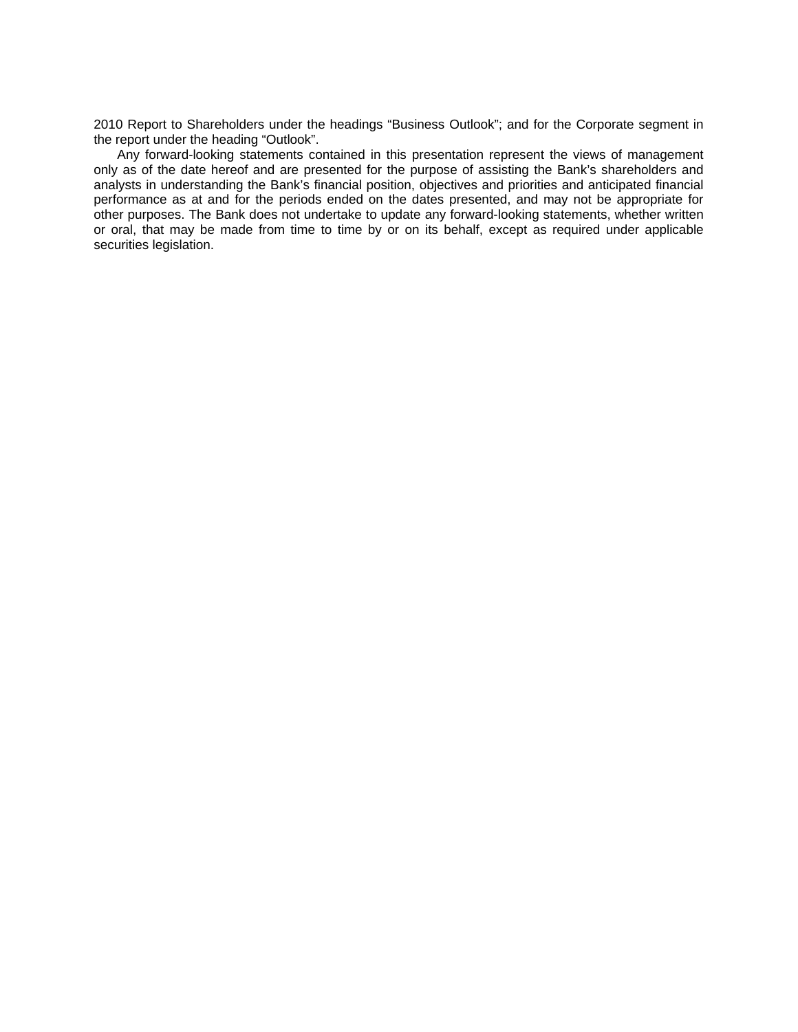2010 Report to Shareholders under the headings “Business Outlook”; and for the Corporate segment in the report under the heading “Outlook”.

Any forward-looking statements contained in this presentation represent the views of management only as of the date hereof and are presented for the purpose of assisting the Bank’s shareholders and analysts in understanding the Bank’s financial position, objectives and priorities and anticipated financial performance as at and for the periods ended on the dates presented, and may not be appropriate for other purposes. The Bank does not undertake to update any forward-looking statements, whether written or oral, that may be made from time to time by or on its behalf, except as required under applicable securities legislation.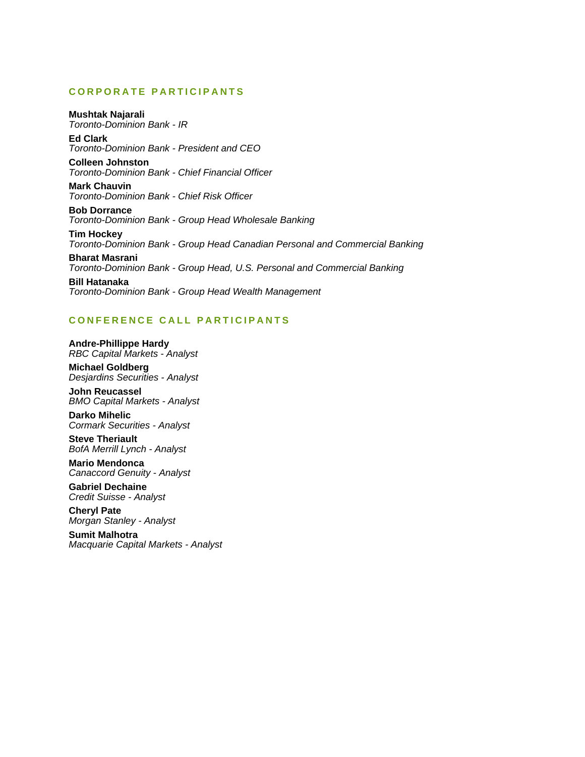## CORPORATE PARTICIPANTS

**Mushtak Najarali**
*Toronto-Dominion Bank - IR*

**Ed Clark**
*Toronto-Dominion Bank - President and CEO*

**Colleen Johnston**
*Toronto-Dominion Bank - Chief Financial Officer*

**Mark Chauvin**
*Toronto-Dominion Bank - Chief Risk Officer*

**Bob Dorrance**
*Toronto-Dominion Bank - Group Head Wholesale Banking*

**Tim Hockey**
*Toronto-Dominion Bank - Group Head Canadian Personal and Commercial Banking*

**Bharat Masrani**
*Toronto-Dominion Bank - Group Head, U.S. Personal and Commercial Banking*

**Bill Hatanaka**
*Toronto-Dominion Bank - Group Head Wealth Management*

## CONFERENCE CALL PARTICIPANTS

**Andre-Phillippe Hardy**
*RBC Capital Markets - Analyst*

**Michael Goldberg**
*Desjardins Securities - Analyst*

**John Reucassel**
*BMO Capital Markets - Analyst*

**Darko Mihelic**
*Cormark Securities - Analyst*

**Steve Theriault**
*BofA Merrill Lynch - Analyst*

**Mario Mendonca**
*Canaccord Genuity - Analyst*

**Gabriel Dechaine**
*Credit Suisse - Analyst*

**Cheryl Pate**
*Morgan Stanley - Analyst*

**Sumit Malhotra**
*Macquarie Capital Markets - Analyst*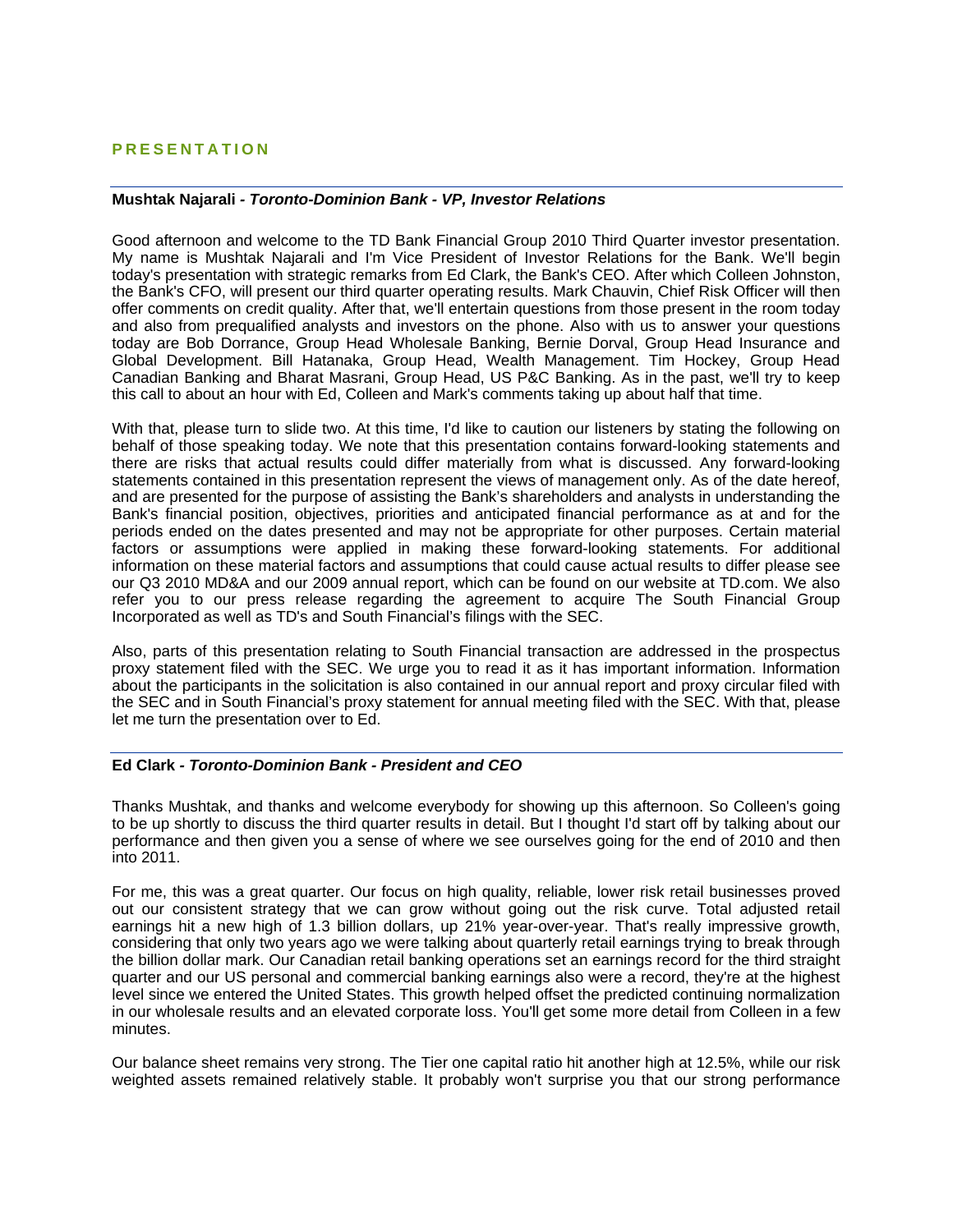## PRESENTATION

---

**Mushtak Najarali - *Toronto-Dominion Bank - VP, Investor Relations***

Good afternoon and welcome to the TD Bank Financial Group 2010 Third Quarter investor presentation. My name is Mushtak Najarali and I'm Vice President of Investor Relations for the Bank. We'll begin today's presentation with strategic remarks from Ed Clark, the Bank's CEO. After which Colleen Johnston, the Bank's CFO, will present our third quarter operating results. Mark Chauvin, Chief Risk Officer will then offer comments on credit quality. After that, we'll entertain questions from those present in the room today and also from prequalified analysts and investors on the phone. Also with us to answer your questions today are Bob Dorrance, Group Head Wholesale Banking, Bernie Dorval, Group Head Insurance and Global Development. Bill Hatanaka, Group Head, Wealth Management. Tim Hockey, Group Head Canadian Banking and Bharat Masrani, Group Head, US P&C Banking. As in the past, we'll try to keep this call to about an hour with Ed, Colleen and Mark's comments taking up about half that time.

With that, please turn to slide two. At this time, I'd like to caution our listeners by stating the following on behalf of those speaking today. We note that this presentation contains forward-looking statements and there are risks that actual results could differ materially from what is discussed. Any forward-looking statements contained in this presentation represent the views of management only. As of the date hereof, and are presented for the purpose of assisting the Bank's shareholders and analysts in understanding the Bank's financial position, objectives, priorities and anticipated financial performance as at and for the periods ended on the dates presented and may not be appropriate for other purposes. Certain material factors or assumptions were applied in making these forward-looking statements. For additional information on these material factors and assumptions that could cause actual results to differ please see our Q3 2010 MD&A and our 2009 annual report, which can be found on our website at TD.com. We also refer you to our press release regarding the agreement to acquire The South Financial Group Incorporated as well as TD's and South Financial's filings with the SEC.

Also, parts of this presentation relating to South Financial transaction are addressed in the prospectus proxy statement filed with the SEC. We urge you to read it as it has important information. Information about the participants in the solicitation is also contained in our annual report and proxy circular filed with the SEC and in South Financial's proxy statement for annual meeting filed with the SEC. With that, please let me turn the presentation over to Ed.

---

**Ed Clark - *Toronto-Dominion Bank - President and CEO***

Thanks Mushtak, and thanks and welcome everybody for showing up this afternoon. So Colleen's going to be up shortly to discuss the third quarter results in detail. But I thought I'd start off by talking about our performance and then given you a sense of where we see ourselves going for the end of 2010 and then into 2011.

For me, this was a great quarter. Our focus on high quality, reliable, lower risk retail businesses proved out our consistent strategy that we can grow without going out the risk curve. Total adjusted retail earnings hit a new high of 1.3 billion dollars, up 21% year-over-year. That's really impressive growth, considering that only two years ago we were talking about quarterly retail earnings trying to break through the billion dollar mark. Our Canadian retail banking operations set an earnings record for the third straight quarter and our US personal and commercial banking earnings also were a record, they're at the highest level since we entered the United States. This growth helped offset the predicted continuing normalization in our wholesale results and an elevated corporate loss. You'll get some more detail from Colleen in a few minutes.

Our balance sheet remains very strong. The Tier one capital ratio hit another high at 12.5%, while our risk weighted assets remained relatively stable. It probably won't surprise you that our strong performance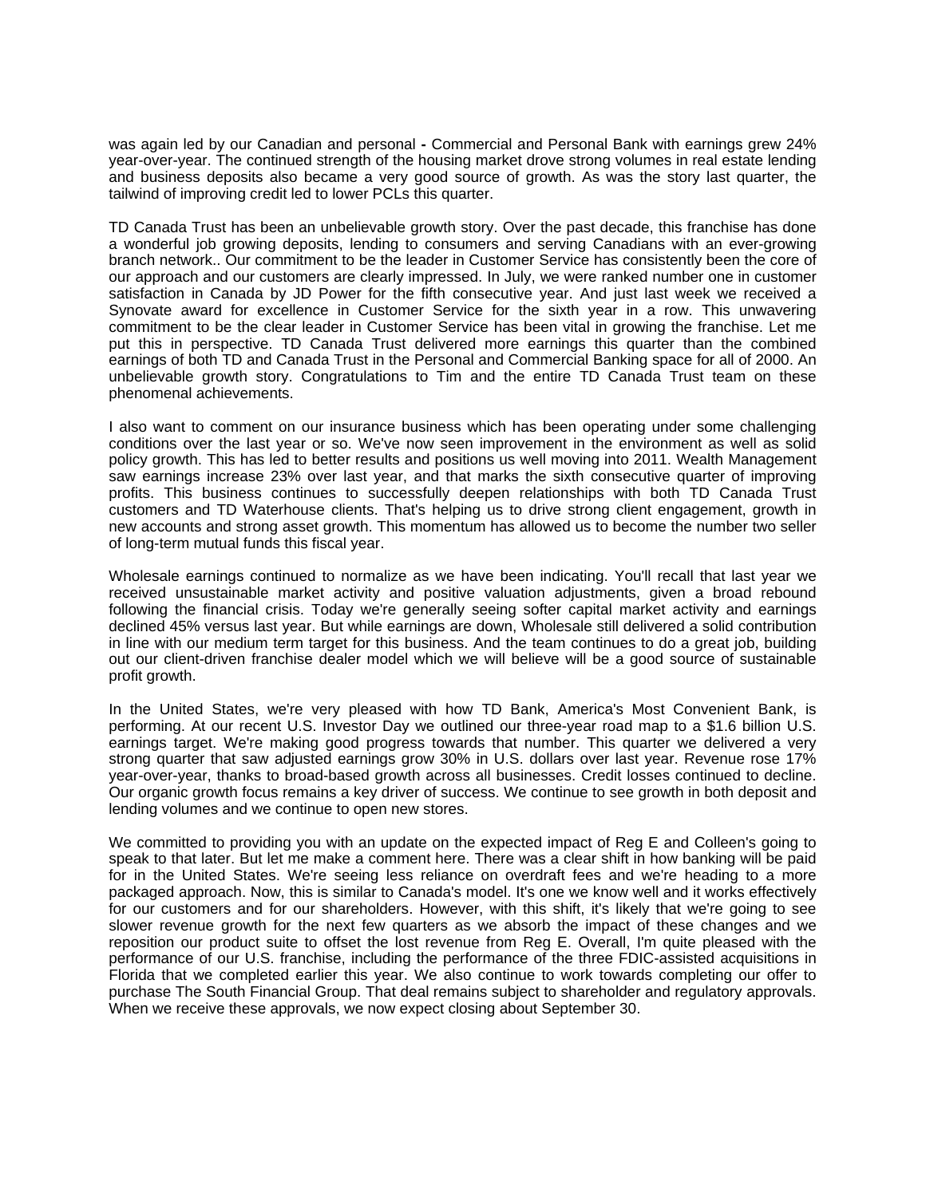was again led by our Canadian and personal **-** Commercial and Personal Bank with earnings grew 24% year-over-year. The continued strength of the housing market drove strong volumes in real estate lending and business deposits also became a very good source of growth. As was the story last quarter, the tailwind of improving credit led to lower PCLs this quarter.

TD Canada Trust has been an unbelievable growth story. Over the past decade, this franchise has done a wonderful job growing deposits, lending to consumers and serving Canadians with an ever-growing branch network.. Our commitment to be the leader in Customer Service has consistently been the core of our approach and our customers are clearly impressed. In July, we were ranked number one in customer satisfaction in Canada by JD Power for the fifth consecutive year. And just last week we received a Synovate award for excellence in Customer Service for the sixth year in a row. This unwavering commitment to be the clear leader in Customer Service has been vital in growing the franchise. Let me put this in perspective. TD Canada Trust delivered more earnings this quarter than the combined earnings of both TD and Canada Trust in the Personal and Commercial Banking space for all of 2000. An unbelievable growth story. Congratulations to Tim and the entire TD Canada Trust team on these phenomenal achievements.

I also want to comment on our insurance business which has been operating under some challenging conditions over the last year or so. We've now seen improvement in the environment as well as solid policy growth. This has led to better results and positions us well moving into 2011. Wealth Management saw earnings increase 23% over last year, and that marks the sixth consecutive quarter of improving profits. This business continues to successfully deepen relationships with both TD Canada Trust customers and TD Waterhouse clients. That's helping us to drive strong client engagement, growth in new accounts and strong asset growth. This momentum has allowed us to become the number two seller of long-term mutual funds this fiscal year.

Wholesale earnings continued to normalize as we have been indicating. You'll recall that last year we received unsustainable market activity and positive valuation adjustments, given a broad rebound following the financial crisis. Today we're generally seeing softer capital market activity and earnings declined 45% versus last year. But while earnings are down, Wholesale still delivered a solid contribution in line with our medium term target for this business. And the team continues to do a great job, building out our client-driven franchise dealer model which we will believe will be a good source of sustainable profit growth.

In the United States, we're very pleased with how TD Bank, America's Most Convenient Bank, is performing. At our recent U.S. Investor Day we outlined our three-year road map to a $1.6 billion U.S. earnings target. We're making good progress towards that number. This quarter we delivered a very strong quarter that saw adjusted earnings grow 30% in U.S. dollars over last year. Revenue rose 17% year-over-year, thanks to broad-based growth across all businesses. Credit losses continued to decline. Our organic growth focus remains a key driver of success. We continue to see growth in both deposit and lending volumes and we continue to open new stores.

We committed to providing you with an update on the expected impact of Reg E and Colleen's going to speak to that later. But let me make a comment here. There was a clear shift in how banking will be paid for in the United States. We're seeing less reliance on overdraft fees and we're heading to a more packaged approach. Now, this is similar to Canada's model. It's one we know well and it works effectively for our customers and for our shareholders. However, with this shift, it's likely that we're going to see slower revenue growth for the next few quarters as we absorb the impact of these changes and we reposition our product suite to offset the lost revenue from Reg E. Overall, I'm quite pleased with the performance of our U.S. franchise, including the performance of the three FDIC-assisted acquisitions in Florida that we completed earlier this year. We also continue to work towards completing our offer to purchase The South Financial Group. That deal remains subject to shareholder and regulatory approvals. When we receive these approvals, we now expect closing about September 30.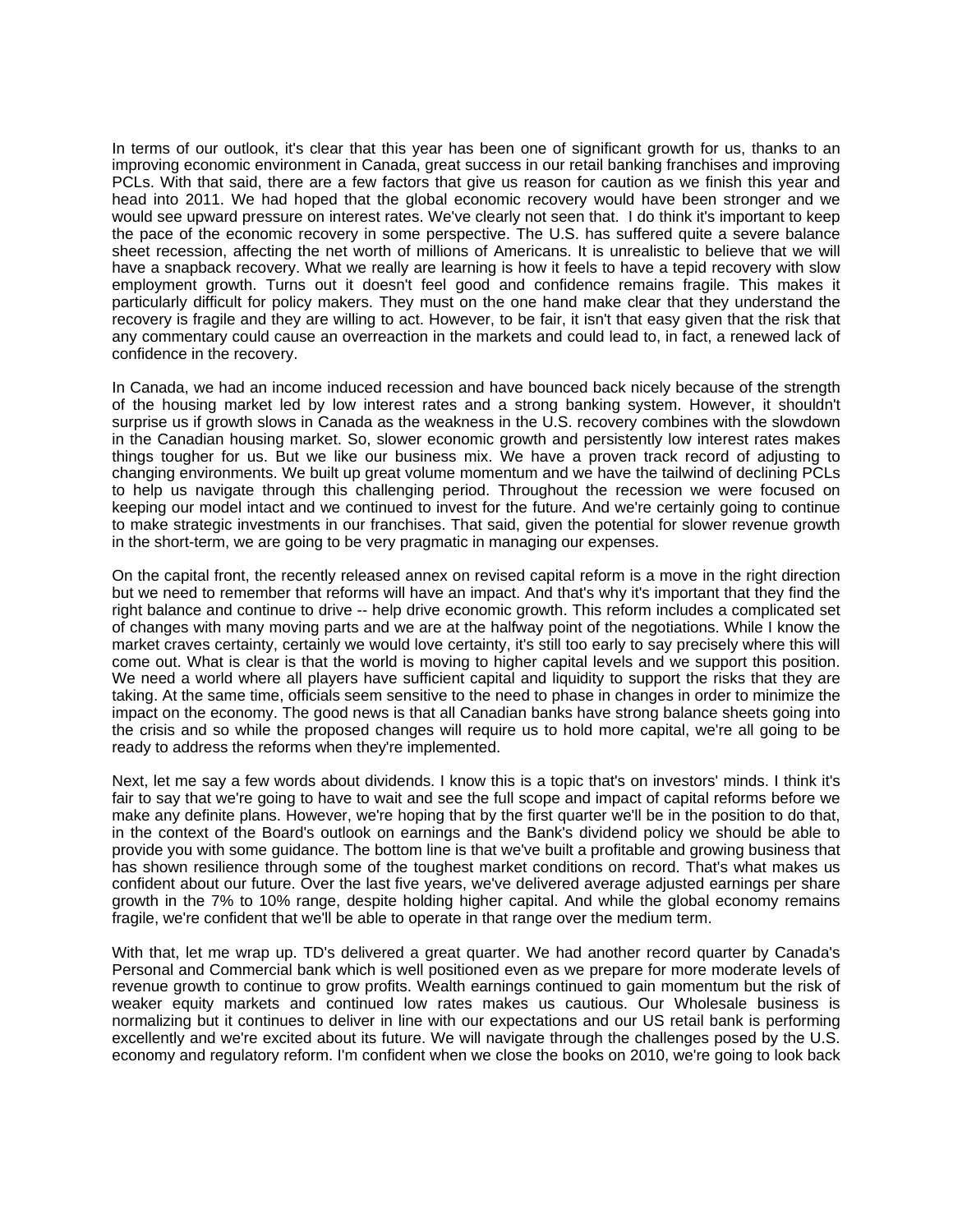In terms of our outlook, it's clear that this year has been one of significant growth for us, thanks to an improving economic environment in Canada, great success in our retail banking franchises and improving PCLs. With that said, there are a few factors that give us reason for caution as we finish this year and head into 2011. We had hoped that the global economic recovery would have been stronger and we would see upward pressure on interest rates. We've clearly not seen that. I do think it's important to keep the pace of the economic recovery in some perspective. The U.S. has suffered quite a severe balance sheet recession, affecting the net worth of millions of Americans. It is unrealistic to believe that we will have a snapback recovery. What we really are learning is how it feels to have a tepid recovery with slow employment growth. Turns out it doesn't feel good and confidence remains fragile. This makes it particularly difficult for policy makers. They must on the one hand make clear that they understand the recovery is fragile and they are willing to act. However, to be fair, it isn't that easy given that the risk that any commentary could cause an overreaction in the markets and could lead to, in fact, a renewed lack of confidence in the recovery.

In Canada, we had an income induced recession and have bounced back nicely because of the strength of the housing market led by low interest rates and a strong banking system. However, it shouldn't surprise us if growth slows in Canada as the weakness in the U.S. recovery combines with the slowdown in the Canadian housing market. So, slower economic growth and persistently low interest rates makes things tougher for us. But we like our business mix. We have a proven track record of adjusting to changing environments. We built up great volume momentum and we have the tailwind of declining PCLs to help us navigate through this challenging period. Throughout the recession we were focused on keeping our model intact and we continued to invest for the future. And we're certainly going to continue to make strategic investments in our franchises. That said, given the potential for slower revenue growth in the short-term, we are going to be very pragmatic in managing our expenses.

On the capital front, the recently released annex on revised capital reform is a move in the right direction but we need to remember that reforms will have an impact. And that's why it's important that they find the right balance and continue to drive -- help drive economic growth. This reform includes a complicated set of changes with many moving parts and we are at the halfway point of the negotiations. While I know the market craves certainty, certainly we would love certainty, it's still too early to say precisely where this will come out. What is clear is that the world is moving to higher capital levels and we support this position. We need a world where all players have sufficient capital and liquidity to support the risks that they are taking. At the same time, officials seem sensitive to the need to phase in changes in order to minimize the impact on the economy. The good news is that all Canadian banks have strong balance sheets going into the crisis and so while the proposed changes will require us to hold more capital, we're all going to be ready to address the reforms when they're implemented.

Next, let me say a few words about dividends. I know this is a topic that's on investors' minds. I think it's fair to say that we're going to have to wait and see the full scope and impact of capital reforms before we make any definite plans. However, we're hoping that by the first quarter we'll be in the position to do that, in the context of the Board's outlook on earnings and the Bank's dividend policy we should be able to provide you with some guidance. The bottom line is that we've built a profitable and growing business that has shown resilience through some of the toughest market conditions on record. That's what makes us confident about our future. Over the last five years, we've delivered average adjusted earnings per share growth in the 7% to 10% range, despite holding higher capital. And while the global economy remains fragile, we're confident that we'll be able to operate in that range over the medium term.

With that, let me wrap up. TD's delivered a great quarter. We had another record quarter by Canada's Personal and Commercial bank which is well positioned even as we prepare for more moderate levels of revenue growth to continue to grow profits. Wealth earnings continued to gain momentum but the risk of weaker equity markets and continued low rates makes us cautious. Our Wholesale business is normalizing but it continues to deliver in line with our expectations and our US retail bank is performing excellently and we're excited about its future. We will navigate through the challenges posed by the U.S. economy and regulatory reform. I'm confident when we close the books on 2010, we're going to look back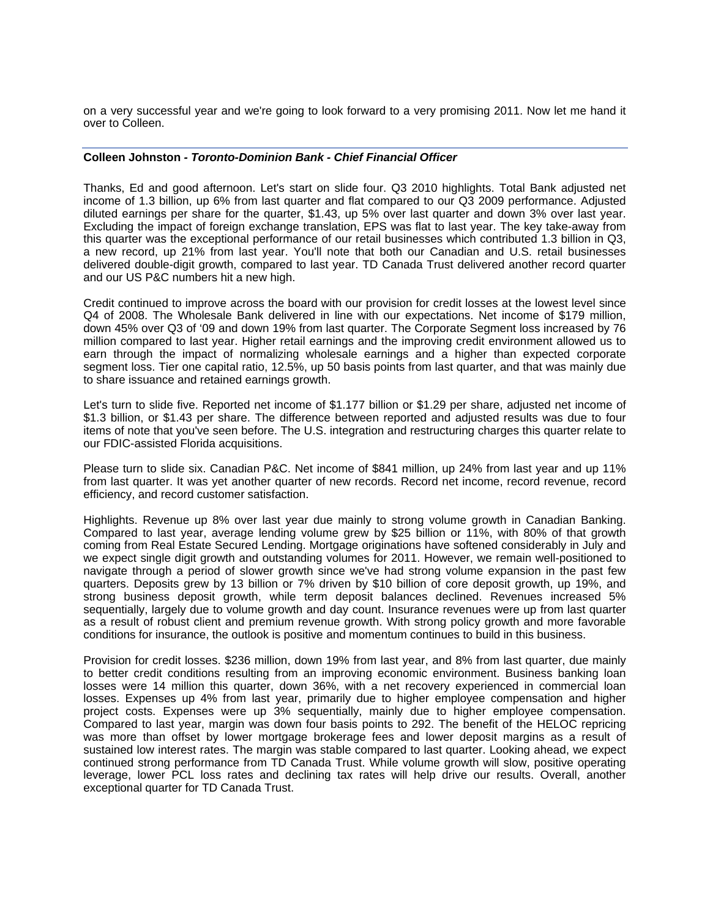on a very successful year and we're going to look forward to a very promising 2011. Now let me hand it over to Colleen.

---

**Colleen Johnston -** ***Toronto-Dominion Bank - Chief Financial Officer***

Thanks, Ed and good afternoon. Let's start on slide four. Q3 2010 highlights. Total Bank adjusted net income of 1.3 billion, up 6% from last quarter and flat compared to our Q3 2009 performance. Adjusted diluted earnings per share for the quarter, $1.43, up 5% over last quarter and down 3% over last year. Excluding the impact of foreign exchange translation, EPS was flat to last year. The key take-away from this quarter was the exceptional performance of our retail businesses which contributed 1.3 billion in Q3, a new record, up 21% from last year. You'll note that both our Canadian and U.S. retail businesses delivered double-digit growth, compared to last year. TD Canada Trust delivered another record quarter and our US P&C numbers hit a new high.

Credit continued to improve across the board with our provision for credit losses at the lowest level since Q4 of 2008. The Wholesale Bank delivered in line with our expectations. Net income of $179 million, down 45% over Q3 of '09 and down 19% from last quarter. The Corporate Segment loss increased by 76 million compared to last year. Higher retail earnings and the improving credit environment allowed us to earn through the impact of normalizing wholesale earnings and a higher than expected corporate segment loss. Tier one capital ratio, 12.5%, up 50 basis points from last quarter, and that was mainly due to share issuance and retained earnings growth.

Let's turn to slide five. Reported net income of $1.177 billion or $1.29 per share, adjusted net income of $1.3 billion, or $1.43 per share. The difference between reported and adjusted results was due to four items of note that you've seen before. The U.S. integration and restructuring charges this quarter relate to our FDIC-assisted Florida acquisitions.

Please turn to slide six. Canadian P&C. Net income of $841 million, up 24% from last year and up 11% from last quarter. It was yet another quarter of new records. Record net income, record revenue, record efficiency, and record customer satisfaction.

Highlights. Revenue up 8% over last year due mainly to strong volume growth in Canadian Banking. Compared to last year, average lending volume grew by $25 billion or 11%, with 80% of that growth coming from Real Estate Secured Lending. Mortgage originations have softened considerably in July and we expect single digit growth and outstanding volumes for 2011. However, we remain well-positioned to navigate through a period of slower growth since we've had strong volume expansion in the past few quarters. Deposits grew by 13 billion or 7% driven by $10 billion of core deposit growth, up 19%, and strong business deposit growth, while term deposit balances declined. Revenues increased 5% sequentially, largely due to volume growth and day count. Insurance revenues were up from last quarter as a result of robust client and premium revenue growth. With strong policy growth and more favorable conditions for insurance, the outlook is positive and momentum continues to build in this business.

Provision for credit losses. $236 million, down 19% from last year, and 8% from last quarter, due mainly to better credit conditions resulting from an improving economic environment. Business banking loan losses were 14 million this quarter, down 36%, with a net recovery experienced in commercial loan losses. Expenses up 4% from last year, primarily due to higher employee compensation and higher project costs. Expenses were up 3% sequentially, mainly due to higher employee compensation. Compared to last year, margin was down four basis points to 292. The benefit of the HELOC repricing was more than offset by lower mortgage brokerage fees and lower deposit margins as a result of sustained low interest rates. The margin was stable compared to last quarter. Looking ahead, we expect continued strong performance from TD Canada Trust. While volume growth will slow, positive operating leverage, lower PCL loss rates and declining tax rates will help drive our results. Overall, another exceptional quarter for TD Canada Trust.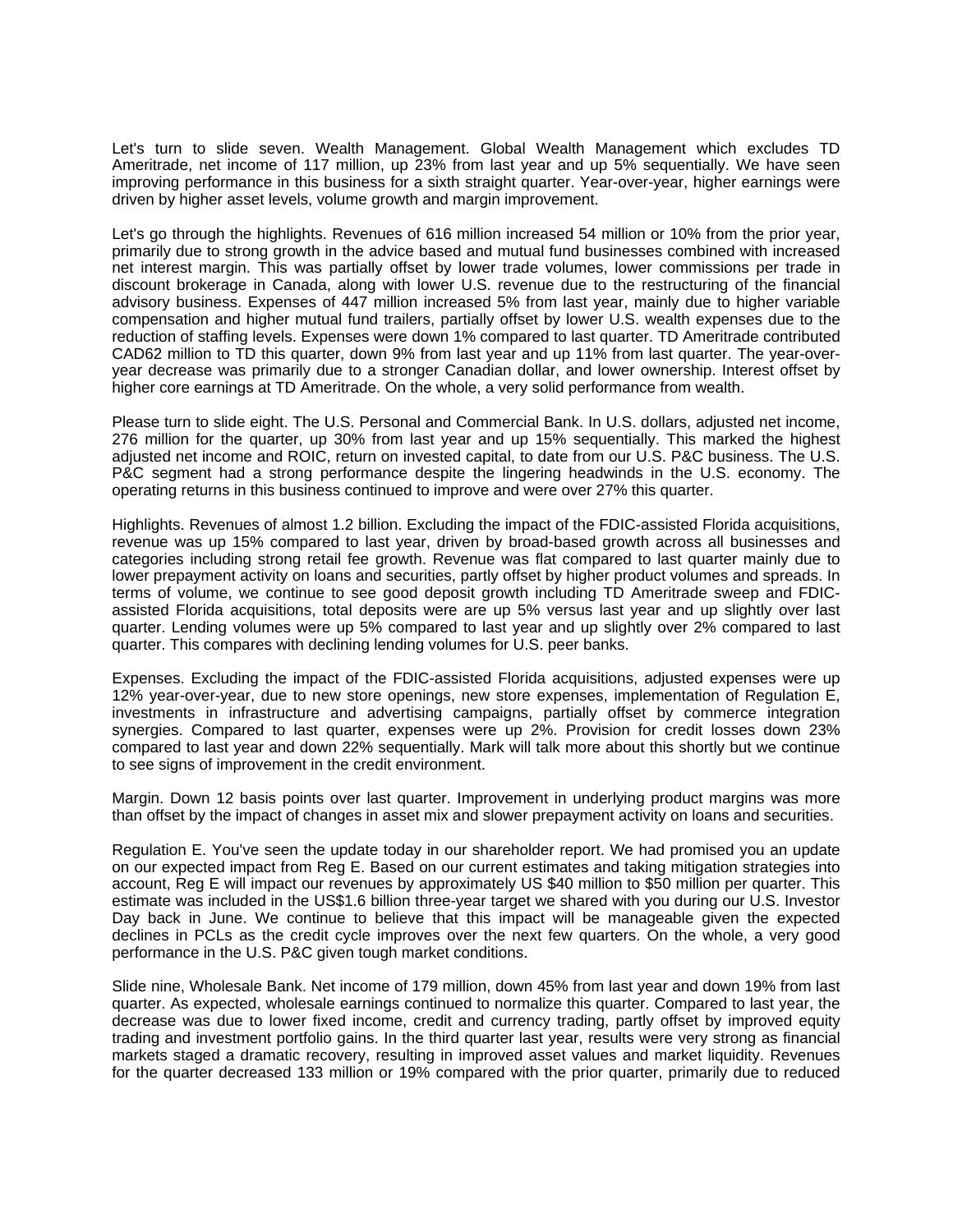Let's turn to slide seven. Wealth Management. Global Wealth Management which excludes TD Ameritrade, net income of 117 million, up 23% from last year and up 5% sequentially. We have seen improving performance in this business for a sixth straight quarter. Year-over-year, higher earnings were driven by higher asset levels, volume growth and margin improvement.

Let's go through the highlights. Revenues of 616 million increased 54 million or 10% from the prior year, primarily due to strong growth in the advice based and mutual fund businesses combined with increased net interest margin. This was partially offset by lower trade volumes, lower commissions per trade in discount brokerage in Canada, along with lower U.S. revenue due to the restructuring of the financial advisory business. Expenses of 447 million increased 5% from last year, mainly due to higher variable compensation and higher mutual fund trailers, partially offset by lower U.S. wealth expenses due to the reduction of staffing levels. Expenses were down 1% compared to last quarter. TD Ameritrade contributed CAD62 million to TD this quarter, down 9% from last year and up 11% from last quarter. The year-over-year decrease was primarily due to a stronger Canadian dollar, and lower ownership. Interest offset by higher core earnings at TD Ameritrade. On the whole, a very solid performance from wealth.

Please turn to slide eight. The U.S. Personal and Commercial Bank. In U.S. dollars, adjusted net income, 276 million for the quarter, up 30% from last year and up 15% sequentially. This marked the highest adjusted net income and ROIC, return on invested capital, to date from our U.S. P&C business. The U.S. P&C segment had a strong performance despite the lingering headwinds in the U.S. economy. The operating returns in this business continued to improve and were over 27% this quarter.

Highlights. Revenues of almost 1.2 billion. Excluding the impact of the FDIC-assisted Florida acquisitions, revenue was up 15% compared to last year, driven by broad-based growth across all businesses and categories including strong retail fee growth. Revenue was flat compared to last quarter mainly due to lower prepayment activity on loans and securities, partly offset by higher product volumes and spreads. In terms of volume, we continue to see good deposit growth including TD Ameritrade sweep and FDIC-assisted Florida acquisitions, total deposits were are up 5% versus last year and up slightly over last quarter. Lending volumes were up 5% compared to last year and up slightly over 2% compared to last quarter. This compares with declining lending volumes for U.S. peer banks.

Expenses. Excluding the impact of the FDIC-assisted Florida acquisitions, adjusted expenses were up 12% year-over-year, due to new store openings, new store expenses, implementation of Regulation E, investments in infrastructure and advertising campaigns, partially offset by commerce integration synergies. Compared to last quarter, expenses were up 2%. Provision for credit losses down 23% compared to last year and down 22% sequentially. Mark will talk more about this shortly but we continue to see signs of improvement in the credit environment.

Margin. Down 12 basis points over last quarter. Improvement in underlying product margins was more than offset by the impact of changes in asset mix and slower prepayment activity on loans and securities.

Regulation E. You've seen the update today in our shareholder report. We had promised you an update on our expected impact from Reg E. Based on our current estimates and taking mitigation strategies into account, Reg E will impact our revenues by approximately US $40 million to $50 million per quarter. This estimate was included in the US$1.6 billion three-year target we shared with you during our U.S. Investor Day back in June. We continue to believe that this impact will be manageable given the expected declines in PCLs as the credit cycle improves over the next few quarters. On the whole, a very good performance in the U.S. P&C given tough market conditions.

Slide nine, Wholesale Bank. Net income of 179 million, down 45% from last year and down 19% from last quarter. As expected, wholesale earnings continued to normalize this quarter. Compared to last year, the decrease was due to lower fixed income, credit and currency trading, partly offset by improved equity trading and investment portfolio gains. In the third quarter last year, results were very strong as financial markets staged a dramatic recovery, resulting in improved asset values and market liquidity. Revenues for the quarter decreased 133 million or 19% compared with the prior quarter, primarily due to reduced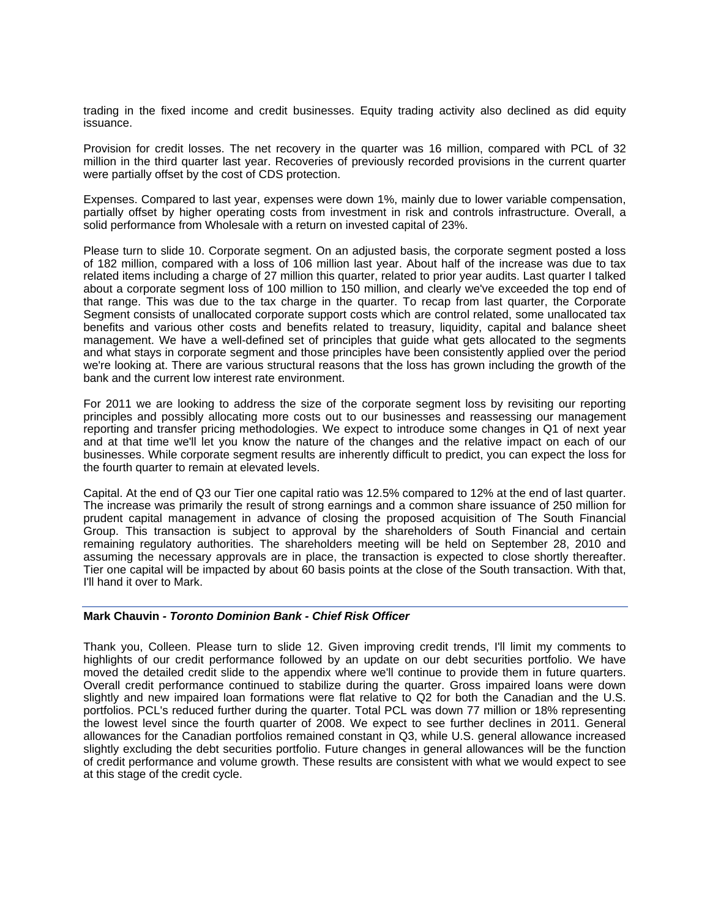trading in the fixed income and credit businesses. Equity trading activity also declined as did equity issuance.

Provision for credit losses. The net recovery in the quarter was 16 million, compared with PCL of 32 million in the third quarter last year. Recoveries of previously recorded provisions in the current quarter were partially offset by the cost of CDS protection.

Expenses. Compared to last year, expenses were down 1%, mainly due to lower variable compensation, partially offset by higher operating costs from investment in risk and controls infrastructure. Overall, a solid performance from Wholesale with a return on invested capital of 23%.

Please turn to slide 10. Corporate segment. On an adjusted basis, the corporate segment posted a loss of 182 million, compared with a loss of 106 million last year. About half of the increase was due to tax related items including a charge of 27 million this quarter, related to prior year audits. Last quarter I talked about a corporate segment loss of 100 million to 150 million, and clearly we've exceeded the top end of that range. This was due to the tax charge in the quarter. To recap from last quarter, the Corporate Segment consists of unallocated corporate support costs which are control related, some unallocated tax benefits and various other costs and benefits related to treasury, liquidity, capital and balance sheet management. We have a well-defined set of principles that guide what gets allocated to the segments and what stays in corporate segment and those principles have been consistently applied over the period we're looking at. There are various structural reasons that the loss has grown including the growth of the bank and the current low interest rate environment.

For 2011 we are looking to address the size of the corporate segment loss by revisiting our reporting principles and possibly allocating more costs out to our businesses and reassessing our management reporting and transfer pricing methodologies. We expect to introduce some changes in Q1 of next year and at that time we'll let you know the nature of the changes and the relative impact on each of our businesses. While corporate segment results are inherently difficult to predict, you can expect the loss for the fourth quarter to remain at elevated levels.

Capital. At the end of Q3 our Tier one capital ratio was 12.5% compared to 12% at the end of last quarter. The increase was primarily the result of strong earnings and a common share issuance of 250 million for prudent capital management in advance of closing the proposed acquisition of The South Financial Group. This transaction is subject to approval by the shareholders of South Financial and certain remaining regulatory authorities. The shareholders meeting will be held on September 28, 2010 and assuming the necessary approvals are in place, the transaction is expected to close shortly thereafter. Tier one capital will be impacted by about 60 basis points at the close of the South transaction. With that, I'll hand it over to Mark.

---

**Mark Chauvin - *Toronto Dominion Bank - Chief Risk Officer***

Thank you, Colleen. Please turn to slide 12. Given improving credit trends, I'll limit my comments to highlights of our credit performance followed by an update on our debt securities portfolio. We have moved the detailed credit slide to the appendix where we'll continue to provide them in future quarters. Overall credit performance continued to stabilize during the quarter. Gross impaired loans were down slightly and new impaired loan formations were flat relative to Q2 for both the Canadian and the U.S. portfolios. PCL's reduced further during the quarter. Total PCL was down 77 million or 18% representing the lowest level since the fourth quarter of 2008. We expect to see further declines in 2011. General allowances for the Canadian portfolios remained constant in Q3, while U.S. general allowance increased slightly excluding the debt securities portfolio. Future changes in general allowances will be the function of credit performance and volume growth. These results are consistent with what we would expect to see at this stage of the credit cycle.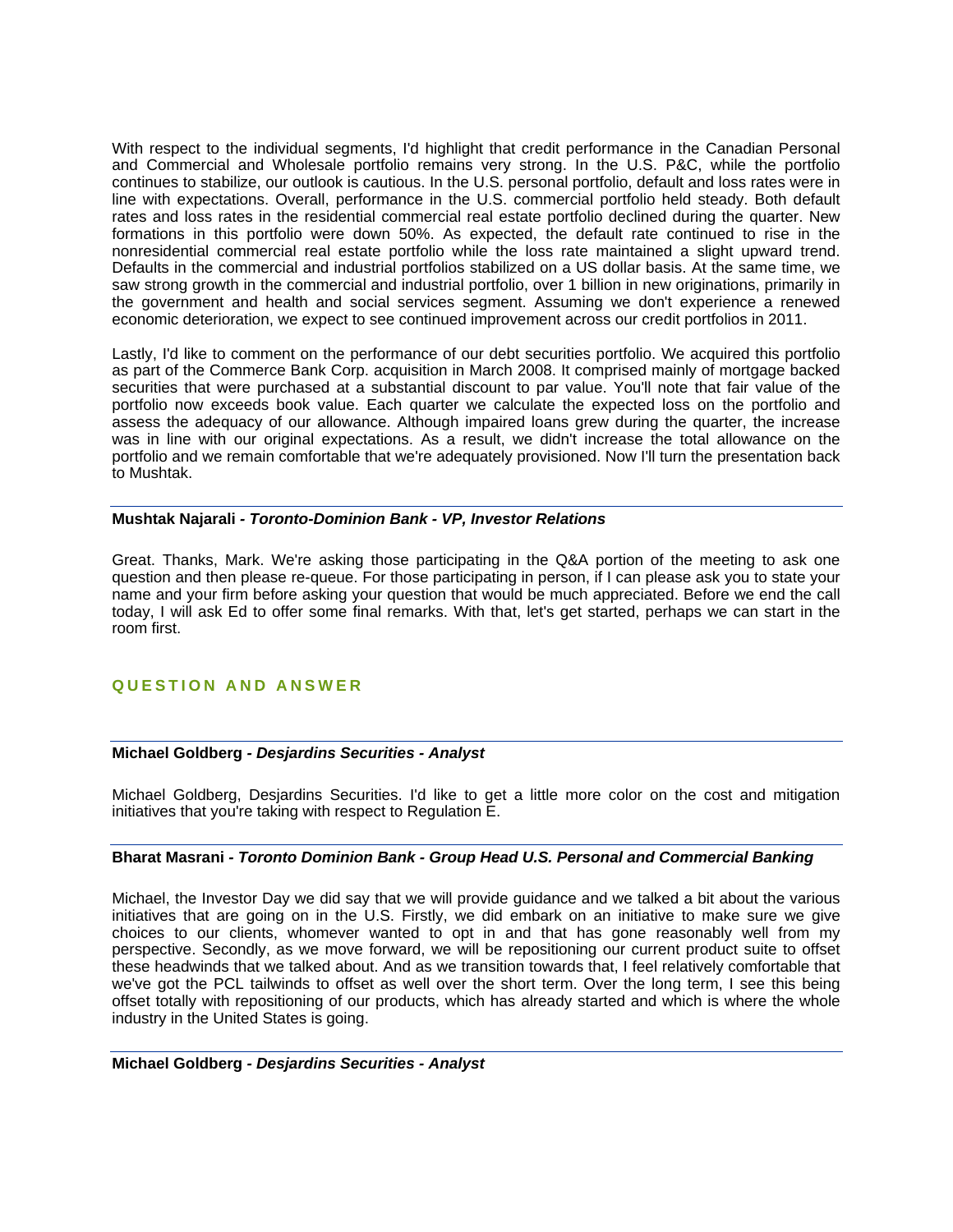With respect to the individual segments, I'd highlight that credit performance in the Canadian Personal and Commercial and Wholesale portfolio remains very strong. In the U.S. P&C, while the portfolio continues to stabilize, our outlook is cautious. In the U.S. personal portfolio, default and loss rates were in line with expectations. Overall, performance in the U.S. commercial portfolio held steady. Both default rates and loss rates in the residential commercial real estate portfolio declined during the quarter. New formations in this portfolio were down 50%. As expected, the default rate continued to rise in the nonresidential commercial real estate portfolio while the loss rate maintained a slight upward trend. Defaults in the commercial and industrial portfolios stabilized on a US dollar basis. At the same time, we saw strong growth in the commercial and industrial portfolio, over 1 billion in new originations, primarily in the government and health and social services segment. Assuming we don't experience a renewed economic deterioration, we expect to see continued improvement across our credit portfolios in 2011.

Lastly, I'd like to comment on the performance of our debt securities portfolio. We acquired this portfolio as part of the Commerce Bank Corp. acquisition in March 2008. It comprised mainly of mortgage backed securities that were purchased at a substantial discount to par value. You'll note that fair value of the portfolio now exceeds book value. Each quarter we calculate the expected loss on the portfolio and assess the adequacy of our allowance. Although impaired loans grew during the quarter, the increase was in line with our original expectations. As a result, we didn't increase the total allowance on the portfolio and we remain comfortable that we're adequately provisioned. Now I'll turn the presentation back to Mushtak.

**Mushtak Najarali** - ***Toronto-Dominion Bank - VP, Investor Relations***

Great. Thanks, Mark. We're asking those participating in the Q&A portion of the meeting to ask one question and then please re-queue. For those participating in person, if I can please ask you to state your name and your firm before asking your question that would be much appreciated. Before we end the call today, I will ask Ed to offer some final remarks. With that, let's get started, perhaps we can start in the room first.

## QUESTION AND ANSWER

**Michael Goldberg** - ***Desjardins Securities - Analyst***

Michael Goldberg, Desjardins Securities. I'd like to get a little more color on the cost and mitigation initiatives that you're taking with respect to Regulation E.

**Bharat Masrani** - ***Toronto Dominion Bank - Group Head U.S. Personal and Commercial Banking***

Michael, the Investor Day we did say that we will provide guidance and we talked a bit about the various initiatives that are going on in the U.S. Firstly, we did embark on an initiative to make sure we give choices to our clients, whomever wanted to opt in and that has gone reasonably well from my perspective. Secondly, as we move forward, we will be repositioning our current product suite to offset these headwinds that we talked about. And as we transition towards that, I feel relatively comfortable that we've got the PCL tailwinds to offset as well over the short term. Over the long term, I see this being offset totally with repositioning of our products, which has already started and which is where the whole industry in the United States is going.

**Michael Goldberg** - ***Desjardins Securities - Analyst***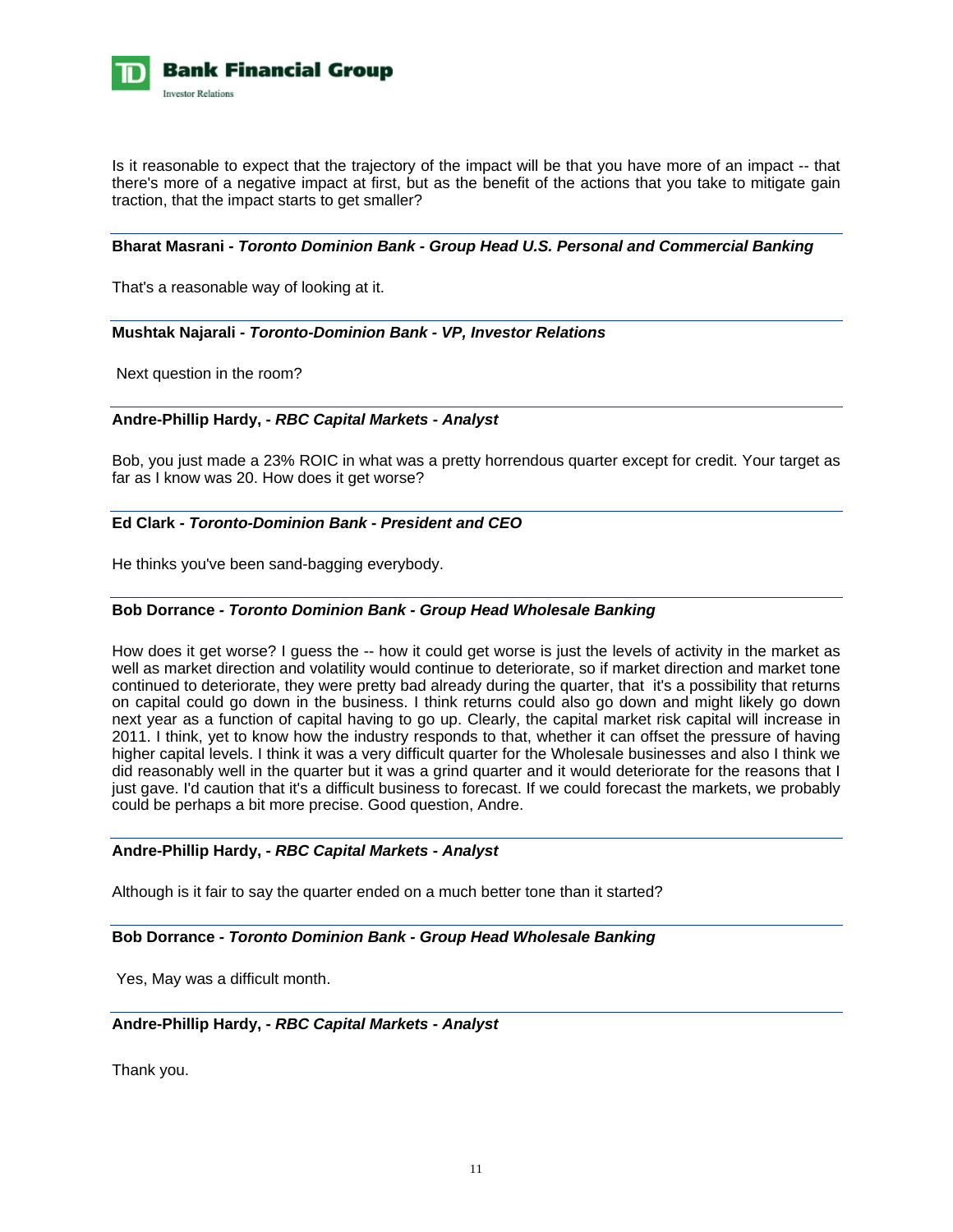Is it reasonable to expect that the trajectory of the impact will be that you have more of an impact -- that there's more of a negative impact at first, but as the benefit of the actions that you take to mitigate gain traction, that the impact starts to get smaller?

---

**Bharat Masrani -** ***Toronto Dominion Bank - Group Head U.S. Personal and Commercial Banking***

That's a reasonable way of looking at it.

---

**Mushtak Najarali -** ***Toronto-Dominion Bank - VP, Investor Relations***

Next question in the room?

---

**Andre-Phillip Hardy, -** ***RBC Capital Markets - Analyst***

Bob, you just made a 23% ROIC in what was a pretty horrendous quarter except for credit. Your target as far as I know was 20. How does it get worse?

---

**Ed Clark -** ***Toronto-Dominion Bank - President and CEO***

He thinks you've been sand-bagging everybody.

---

**Bob Dorrance -** ***Toronto Dominion Bank - Group Head Wholesale Banking***

How does it get worse? I guess the -- how it could get worse is just the levels of activity in the market as well as market direction and volatility would continue to deteriorate, so if market direction and market tone continued to deteriorate, they were pretty bad already during the quarter, that it's a possibility that returns on capital could go down in the business. I think returns could also go down and might likely go down next year as a function of capital having to go up. Clearly, the capital market risk capital will increase in 2011. I think, yet to know how the industry responds to that, whether it can offset the pressure of having higher capital levels. I think it was a very difficult quarter for the Wholesale businesses and also I think we did reasonably well in the quarter but it was a grind quarter and it would deteriorate for the reasons that I just gave. I'd caution that it's a difficult business to forecast. If we could forecast the markets, we probably could be perhaps a bit more precise. Good question, Andre.

---

**Andre-Phillip Hardy, -** ***RBC Capital Markets - Analyst***

Although is it fair to say the quarter ended on a much better tone than it started?

---

**Bob Dorrance -** ***Toronto Dominion Bank - Group Head Wholesale Banking***

Yes, May was a difficult month.

---

**Andre-Phillip Hardy, -** ***RBC Capital Markets - Analyst***

Thank you.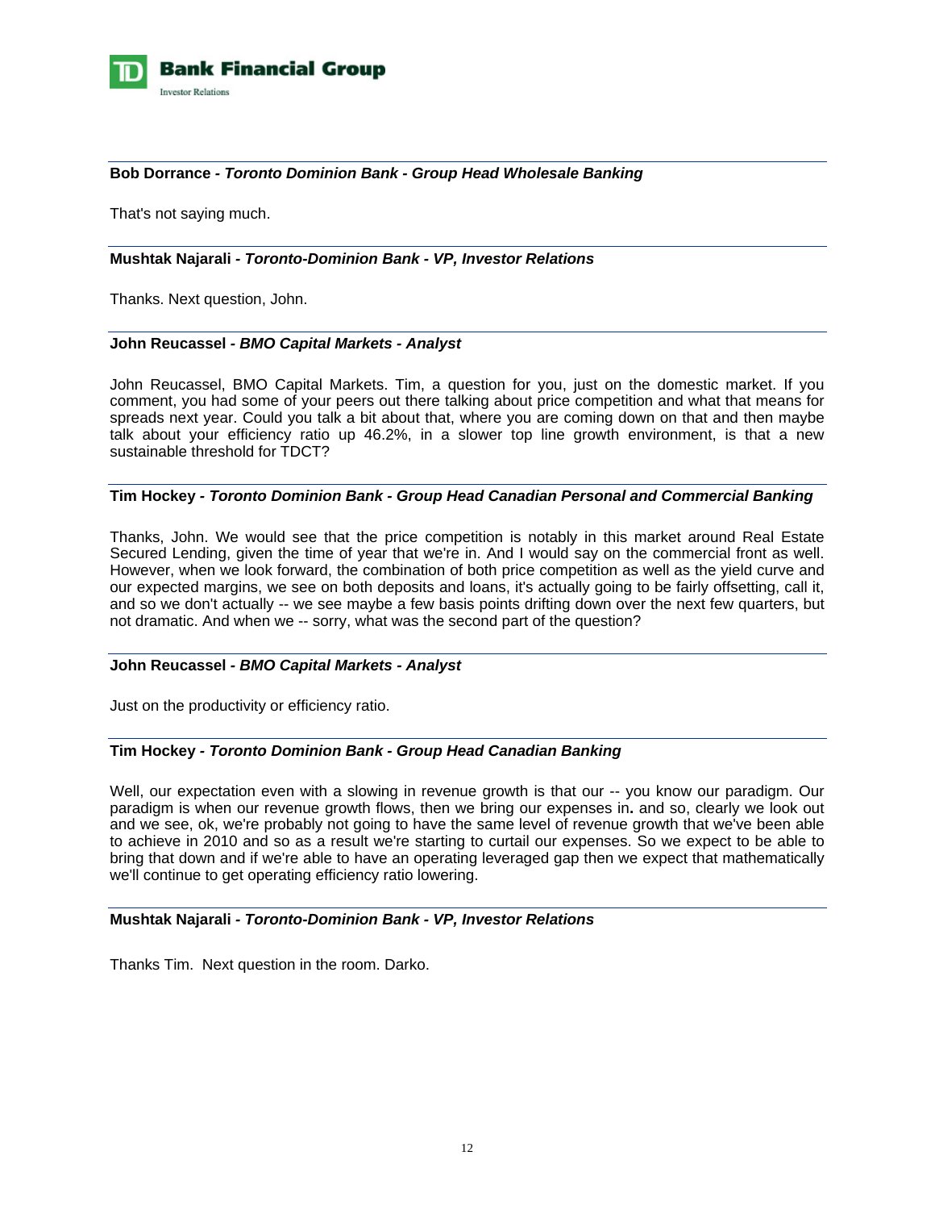**Bob Dorrance - *Toronto Dominion Bank - Group Head Wholesale Banking***

That's not saying much.

---

**Mushtak Najarali - *Toronto-Dominion Bank - VP, Investor Relations***

Thanks. Next question, John.

---

**John Reucassel - *BMO Capital Markets - Analyst***

John Reucassel, BMO Capital Markets. Tim, a question for you, just on the domestic market. If you comment, you had some of your peers out there talking about price competition and what that means for spreads next year. Could you talk a bit about that, where you are coming down on that and then maybe talk about your efficiency ratio up 46.2%, in a slower top line growth environment, is that a new sustainable threshold for TDCT?

---

**Tim Hockey - *Toronto Dominion Bank - Group Head Canadian Personal and Commercial Banking***

Thanks, John. We would see that the price competition is notably in this market around Real Estate Secured Lending, given the time of year that we're in. And I would say on the commercial front as well. However, when we look forward, the combination of both price competition as well as the yield curve and our expected margins, we see on both deposits and loans, it's actually going to be fairly offsetting, call it, and so we don't actually -- we see maybe a few basis points drifting down over the next few quarters, but not dramatic. And when we -- sorry, what was the second part of the question?

---

**John Reucassel - *BMO Capital Markets - Analyst***

Just on the productivity or efficiency ratio.

---

**Tim Hockey - *Toronto Dominion Bank - Group Head Canadian Banking***

Well, our expectation even with a slowing in revenue growth is that our -- you know our paradigm. Our paradigm is when our revenue growth flows, then we bring our expenses in**.** and so, clearly we look out and we see, ok, we're probably not going to have the same level of revenue growth that we've been able to achieve in 2010 and so as a result we're starting to curtail our expenses. So we expect to be able to bring that down and if we're able to have an operating leveraged gap then we expect that mathematically we'll continue to get operating efficiency ratio lowering.

---

**Mushtak Najarali - *Toronto-Dominion Bank - VP, Investor Relations***

Thanks Tim. Next question in the room. Darko.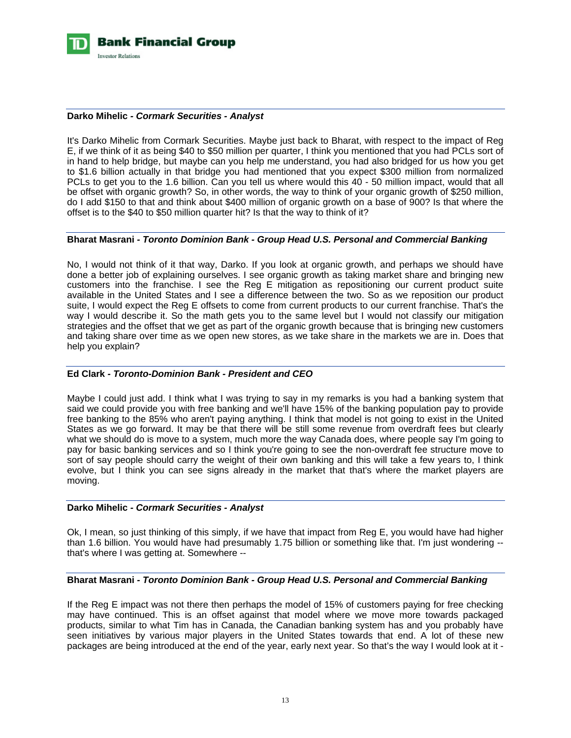**Darko Mihelic - *Cormark Securities - Analyst***

It's Darko Mihelic from Cormark Securities. Maybe just back to Bharat, with respect to the impact of Reg E, if we think of it as being $40 to $50 million per quarter, I think you mentioned that you had PCLs sort of in hand to help bridge, but maybe can you help me understand, you had also bridged for us how you get to $1.6 billion actually in that bridge you had mentioned that you expect $300 million from normalized PCLs to get you to the 1.6 billion. Can you tell us where would this 40 - 50 million impact, would that all be offset with organic growth? So, in other words, the way to think of your organic growth of $250 million, do I add $150 to that and think about $400 million of organic growth on a base of 900? Is that where the offset is to the $40 to $50 million quarter hit? Is that the way to think of it?

**Bharat Masrani - *Toronto Dominion Bank - Group Head U.S. Personal and Commercial Banking***

No, I would not think of it that way, Darko. If you look at organic growth, and perhaps we should have done a better job of explaining ourselves. I see organic growth as taking market share and bringing new customers into the franchise. I see the Reg E mitigation as repositioning our current product suite available in the United States and I see a difference between the two. So as we reposition our product suite, I would expect the Reg E offsets to come from current products to our current franchise. That's the way I would describe it. So the math gets you to the same level but I would not classify our mitigation strategies and the offset that we get as part of the organic growth because that is bringing new customers and taking share over time as we open new stores, as we take share in the markets we are in. Does that help you explain?

**Ed Clark - *Toronto-Dominion Bank - President and CEO***

Maybe I could just add. I think what I was trying to say in my remarks is you had a banking system that said we could provide you with free banking and we'll have 15% of the banking population pay to provide free banking to the 85% who aren't paying anything. I think that model is not going to exist in the United States as we go forward. It may be that there will be still some revenue from overdraft fees but clearly what we should do is move to a system, much more the way Canada does, where people say I'm going to pay for basic banking services and so I think you're going to see the non-overdraft fee structure move to sort of say people should carry the weight of their own banking and this will take a few years to, I think evolve, but I think you can see signs already in the market that that's where the market players are moving.

**Darko Mihelic - *Cormark Securities - Analyst***

Ok, I mean, so just thinking of this simply, if we have that impact from Reg E, you would have had higher than 1.6 billion. You would have had presumably 1.75 billion or something like that. I'm just wondering -- that's where I was getting at. Somewhere --

**Bharat Masrani - *Toronto Dominion Bank - Group Head U.S. Personal and Commercial Banking***

If the Reg E impact was not there then perhaps the model of 15% of customers paying for free checking may have continued. This is an offset against that model where we move more towards packaged products, similar to what Tim has in Canada, the Canadian banking system has and you probably have seen initiatives by various major players in the United States towards that end. A lot of these new packages are being introduced at the end of the year, early next year. So that's the way I would look at it -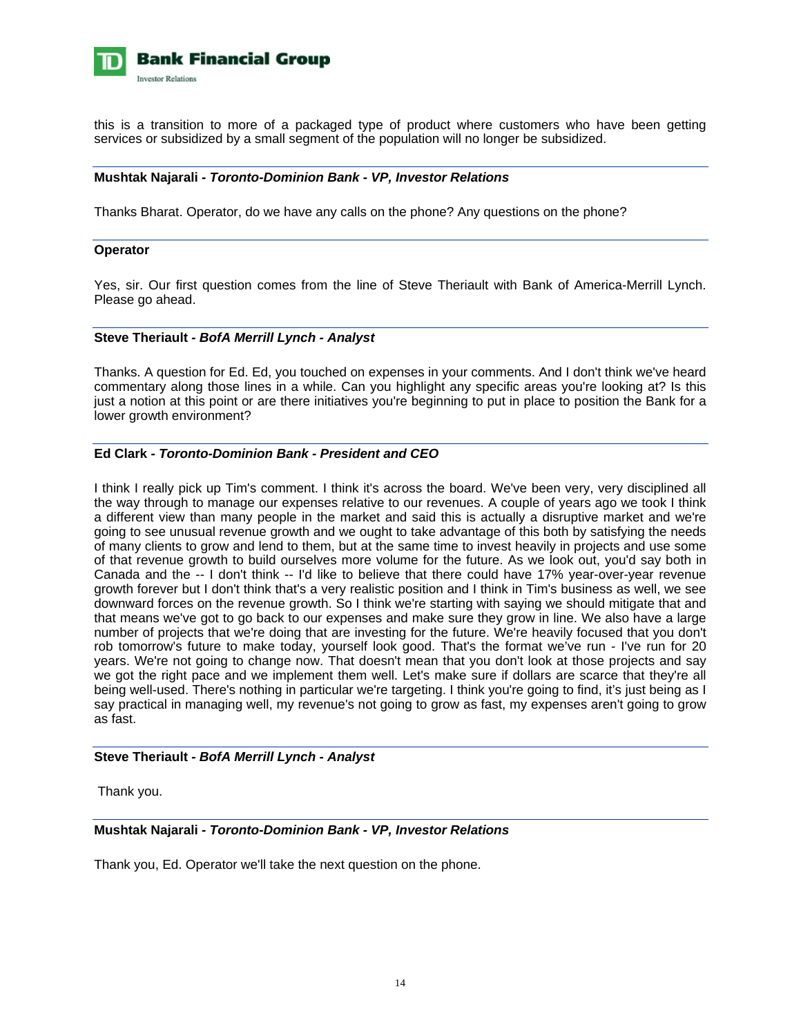this is a transition to more of a packaged type of product where customers who have been getting services or subsidized by a small segment of the population will no longer be subsidized.

---

**Mushtak Najarali - *Toronto-Dominion Bank - VP, Investor Relations***

Thanks Bharat. Operator, do we have any calls on the phone? Any questions on the phone?

---

**Operator**

Yes, sir. Our first question comes from the line of Steve Theriault with Bank of America-Merrill Lynch. Please go ahead.

---

**Steve Theriault - *BofA Merrill Lynch - Analyst***

Thanks. A question for Ed. Ed, you touched on expenses in your comments. And I don't think we've heard commentary along those lines in a while. Can you highlight any specific areas you're looking at? Is this just a notion at this point or are there initiatives you're beginning to put in place to position the Bank for a lower growth environment?

---

**Ed Clark - *Toronto-Dominion Bank - President and CEO***

I think I really pick up Tim's comment. I think it's across the board. We've been very, very disciplined all the way through to manage our expenses relative to our revenues. A couple of years ago we took I think a different view than many people in the market and said this is actually a disruptive market and we're going to see unusual revenue growth and we ought to take advantage of this both by satisfying the needs of many clients to grow and lend to them, but at the same time to invest heavily in projects and use some of that revenue growth to build ourselves more volume for the future. As we look out, you'd say both in Canada and the -- I don't think -- I'd like to believe that there could have 17% year-over-year revenue growth forever but I don't think that's a very realistic position and I think in Tim's business as well, we see downward forces on the revenue growth. So I think we're starting with saying we should mitigate that and that means we've got to go back to our expenses and make sure they grow in line. We also have a large number of projects that we're doing that are investing for the future. We're heavily focused that you don't rob tomorrow's future to make today, yourself look good. That's the format we've run - I've run for 20 years. We're not going to change now. That doesn't mean that you don't look at those projects and say we got the right pace and we implement them well. Let's make sure if dollars are scarce that they're all being well-used. There's nothing in particular we're targeting. I think you're going to find, it's just being as I say practical in managing well, my revenue's not going to grow as fast, my expenses aren't going to grow as fast.

---

**Steve Theriault - *BofA Merrill Lynch - Analyst***

Thank you.

---

**Mushtak Najarali - *Toronto-Dominion Bank - VP, Investor Relations***

Thank you, Ed. Operator we'll take the next question on the phone.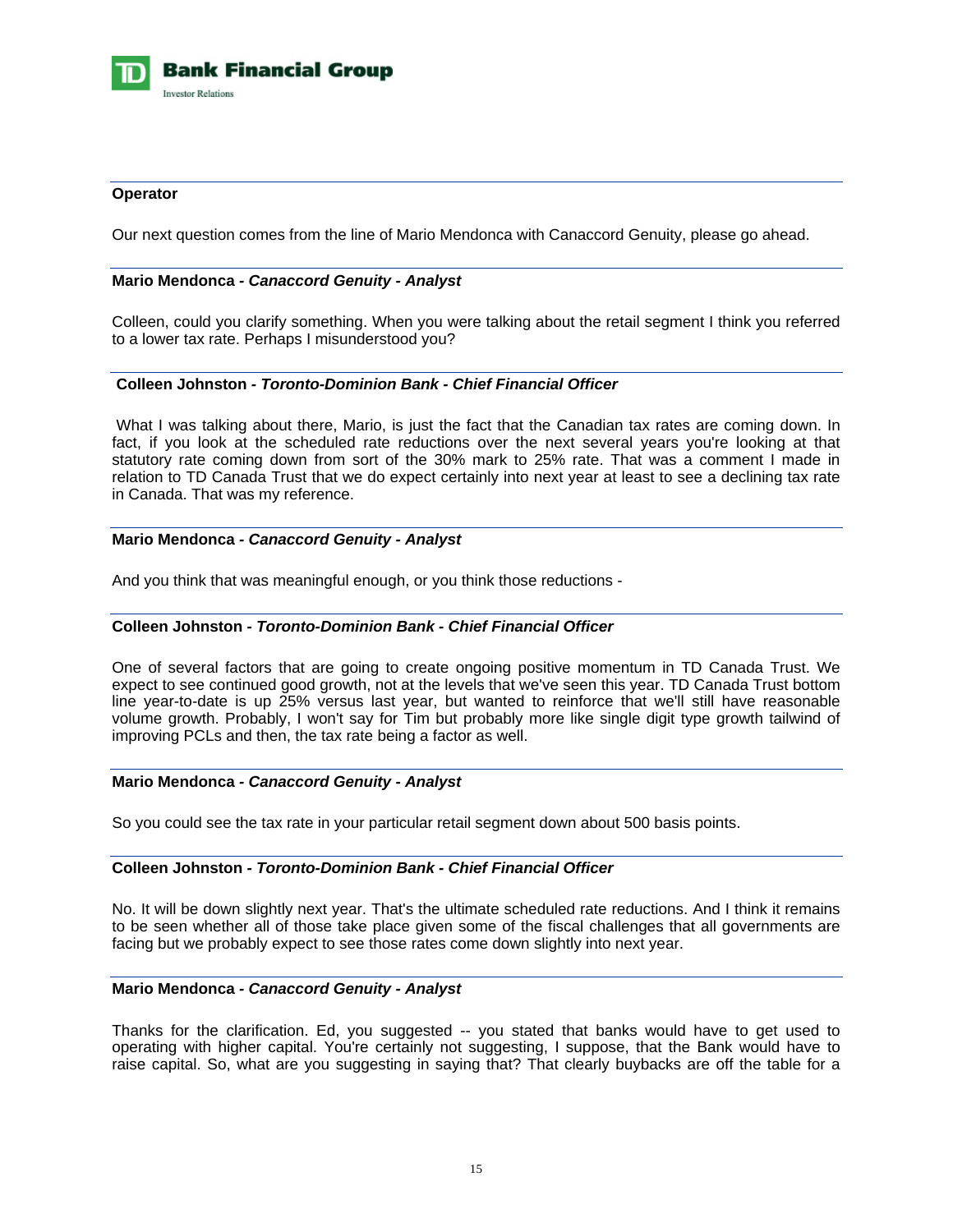**Operator**

Our next question comes from the line of Mario Mendonca with Canaccord Genuity, please go ahead.

**Mario Mendonca - *Canaccord Genuity - Analyst***

Colleen, could you clarify something. When you were talking about the retail segment I think you referred to a lower tax rate. Perhaps I misunderstood you?

**Colleen Johnston - *Toronto-Dominion Bank - Chief Financial Officer***

What I was talking about there, Mario, is just the fact that the Canadian tax rates are coming down. In fact, if you look at the scheduled rate reductions over the next several years you're looking at that statutory rate coming down from sort of the 30% mark to 25% rate. That was a comment I made in relation to TD Canada Trust that we do expect certainly into next year at least to see a declining tax rate in Canada. That was my reference.

**Mario Mendonca - *Canaccord Genuity - Analyst***

And you think that was meaningful enough, or you think those reductions -

**Colleen Johnston - *Toronto-Dominion Bank - Chief Financial Officer***

One of several factors that are going to create ongoing positive momentum in TD Canada Trust. We expect to see continued good growth, not at the levels that we've seen this year. TD Canada Trust bottom line year-to-date is up 25% versus last year, but wanted to reinforce that we'll still have reasonable volume growth. Probably, I won't say for Tim but probably more like single digit type growth tailwind of improving PCLs and then, the tax rate being a factor as well.

**Mario Mendonca - *Canaccord Genuity - Analyst***

So you could see the tax rate in your particular retail segment down about 500 basis points.

**Colleen Johnston - *Toronto-Dominion Bank - Chief Financial Officer***

No. It will be down slightly next year. That's the ultimate scheduled rate reductions. And I think it remains to be seen whether all of those take place given some of the fiscal challenges that all governments are facing but we probably expect to see those rates come down slightly into next year.

**Mario Mendonca - *Canaccord Genuity - Analyst***

Thanks for the clarification. Ed, you suggested -- you stated that banks would have to get used to operating with higher capital. You're certainly not suggesting, I suppose, that the Bank would have to raise capital. So, what are you suggesting in saying that? That clearly buybacks are off the table for a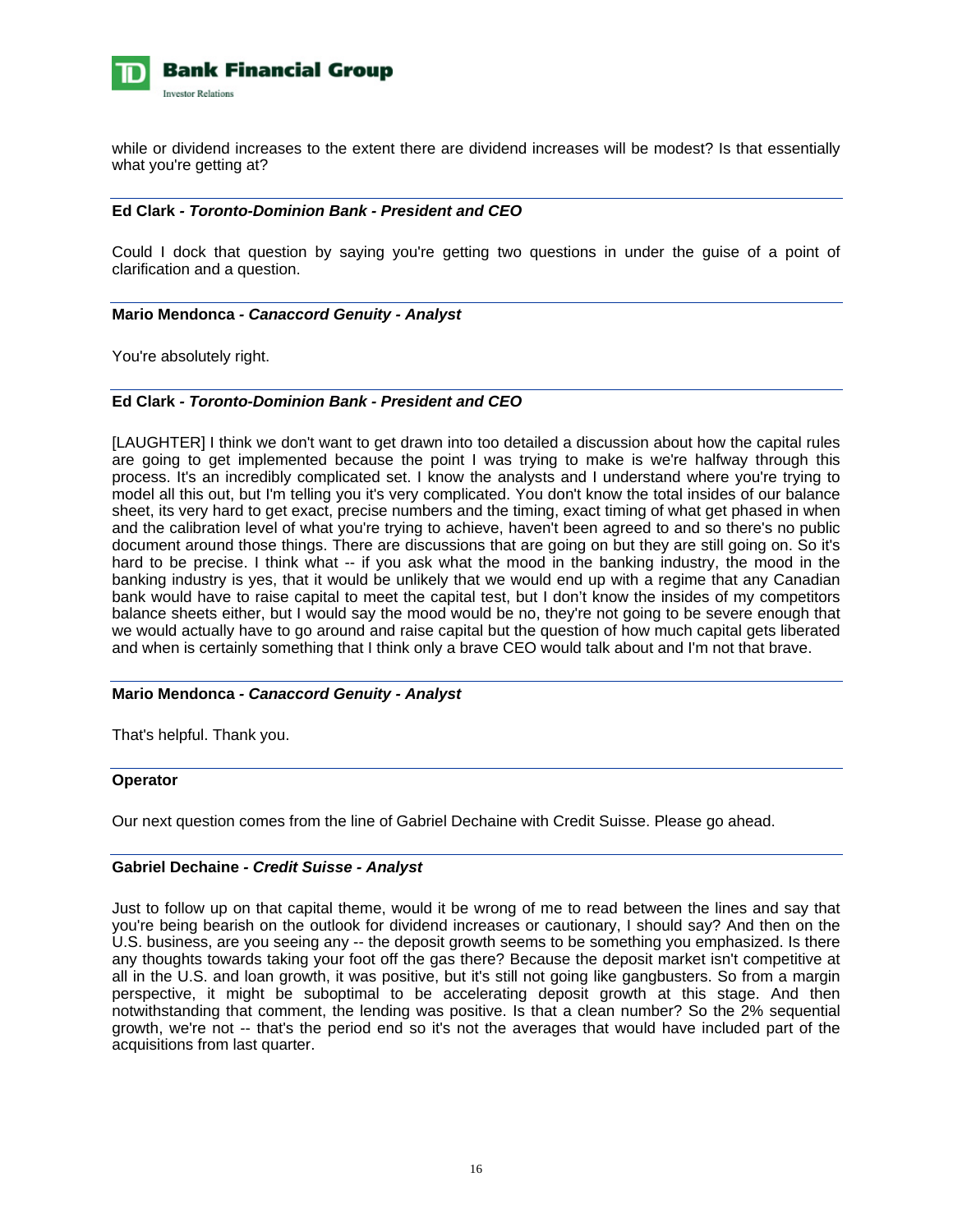while or dividend increases to the extent there are dividend increases will be modest? Is that essentially what you're getting at?

**Ed Clark** - ***Toronto-Dominion Bank - President and CEO***

Could I dock that question by saying you're getting two questions in under the guise of a point of clarification and a question.

**Mario Mendonca** - ***Canaccord Genuity - Analyst***

You're absolutely right.

**Ed Clark** - ***Toronto-Dominion Bank - President and CEO***

[LAUGHTER] I think we don't want to get drawn into too detailed a discussion about how the capital rules are going to get implemented because the point I was trying to make is we're halfway through this process. It's an incredibly complicated set. I know the analysts and I understand where you're trying to model all this out, but I'm telling you it's very complicated. You don't know the total insides of our balance sheet, its very hard to get exact, precise numbers and the timing, exact timing of what get phased in when and the calibration level of what you're trying to achieve, haven't been agreed to and so there's no public document around those things. There are discussions that are going on but they are still going on. So it's hard to be precise. I think what -- if you ask what the mood in the banking industry, the mood in the banking industry is yes, that it would be unlikely that we would end up with a regime that any Canadian bank would have to raise capital to meet the capital test, but I don't know the insides of my competitors balance sheets either, but I would say the mood would be no, they're not going to be severe enough that we would actually have to go around and raise capital but the question of how much capital gets liberated and when is certainly something that I think only a brave CEO would talk about and I'm not that brave.

**Mario Mendonca** - ***Canaccord Genuity - Analyst***

That's helpful. Thank you.

**Operator**

Our next question comes from the line of Gabriel Dechaine with Credit Suisse. Please go ahead.

**Gabriel Dechaine** - ***Credit Suisse - Analyst***

Just to follow up on that capital theme, would it be wrong of me to read between the lines and say that you're being bearish on the outlook for dividend increases or cautionary, I should say? And then on the U.S. business, are you seeing any -- the deposit growth seems to be something you emphasized. Is there any thoughts towards taking your foot off the gas there? Because the deposit market isn't competitive at all in the U.S. and loan growth, it was positive, but it's still not going like gangbusters. So from a margin perspective, it might be suboptimal to be accelerating deposit growth at this stage. And then notwithstanding that comment, the lending was positive. Is that a clean number? So the 2% sequential growth, we're not -- that's the period end so it's not the averages that would have included part of the acquisitions from last quarter.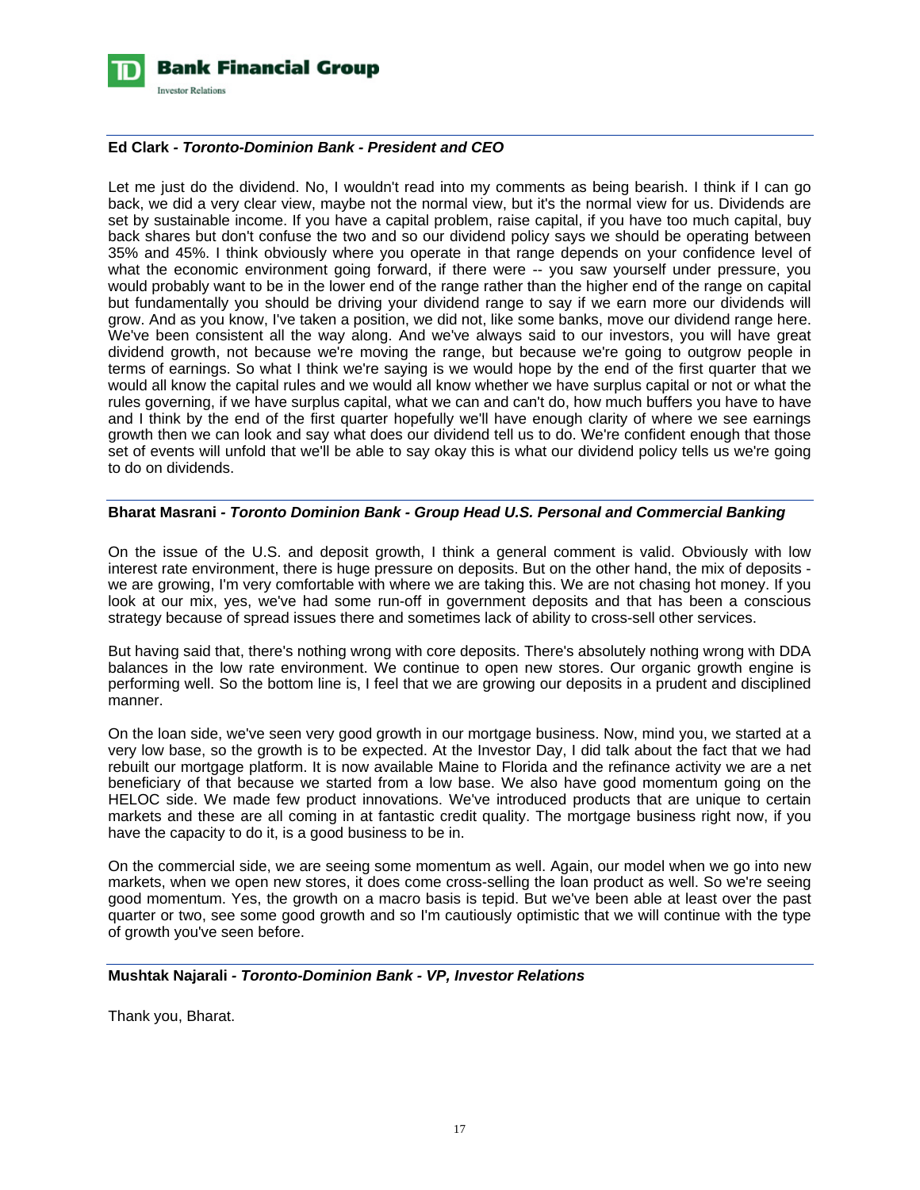**Ed Clark - *Toronto-Dominion Bank - President and CEO***

Let me just do the dividend. No, I wouldn't read into my comments as being bearish. I think if I can go back, we did a very clear view, maybe not the normal view, but it's the normal view for us. Dividends are set by sustainable income. If you have a capital problem, raise capital, if you have too much capital, buy back shares but don't confuse the two and so our dividend policy says we should be operating between 35% and 45%. I think obviously where you operate in that range depends on your confidence level of what the economic environment going forward, if there were -- you saw yourself under pressure, you would probably want to be in the lower end of the range rather than the higher end of the range on capital but fundamentally you should be driving your dividend range to say if we earn more our dividends will grow. And as you know, I've taken a position, we did not, like some banks, move our dividend range here. We've been consistent all the way along. And we've always said to our investors, you will have great dividend growth, not because we're moving the range, but because we're going to outgrow people in terms of earnings. So what I think we're saying is we would hope by the end of the first quarter that we would all know the capital rules and we would all know whether we have surplus capital or not or what the rules governing, if we have surplus capital, what we can and can't do, how much buffers you have to have and I think by the end of the first quarter hopefully we'll have enough clarity of where we see earnings growth then we can look and say what does our dividend tell us to do. We're confident enough that those set of events will unfold that we'll be able to say okay this is what our dividend policy tells us we're going to do on dividends.

**Bharat Masrani - *Toronto Dominion Bank - Group Head U.S. Personal and Commercial Banking***

On the issue of the U.S. and deposit growth, I think a general comment is valid. Obviously with low interest rate environment, there is huge pressure on deposits. But on the other hand, the mix of deposits - we are growing, I'm very comfortable with where we are taking this. We are not chasing hot money. If you look at our mix, yes, we've had some run-off in government deposits and that has been a conscious strategy because of spread issues there and sometimes lack of ability to cross-sell other services.

But having said that, there's nothing wrong with core deposits. There's absolutely nothing wrong with DDA balances in the low rate environment. We continue to open new stores. Our organic growth engine is performing well. So the bottom line is, I feel that we are growing our deposits in a prudent and disciplined manner.

On the loan side, we've seen very good growth in our mortgage business. Now, mind you, we started at a very low base, so the growth is to be expected. At the Investor Day, I did talk about the fact that we had rebuilt our mortgage platform. It is now available Maine to Florida and the refinance activity we are a net beneficiary of that because we started from a low base. We also have good momentum going on the HELOC side. We made few product innovations. We've introduced products that are unique to certain markets and these are all coming in at fantastic credit quality. The mortgage business right now, if you have the capacity to do it, is a good business to be in.

On the commercial side, we are seeing some momentum as well. Again, our model when we go into new markets, when we open new stores, it does come cross-selling the loan product as well. So we're seeing good momentum. Yes, the growth on a macro basis is tepid. But we've been able at least over the past quarter or two, see some good growth and so I'm cautiously optimistic that we will continue with the type of growth you've seen before.

**Mushtak Najarali - *Toronto-Dominion Bank - VP, Investor Relations***

Thank you, Bharat.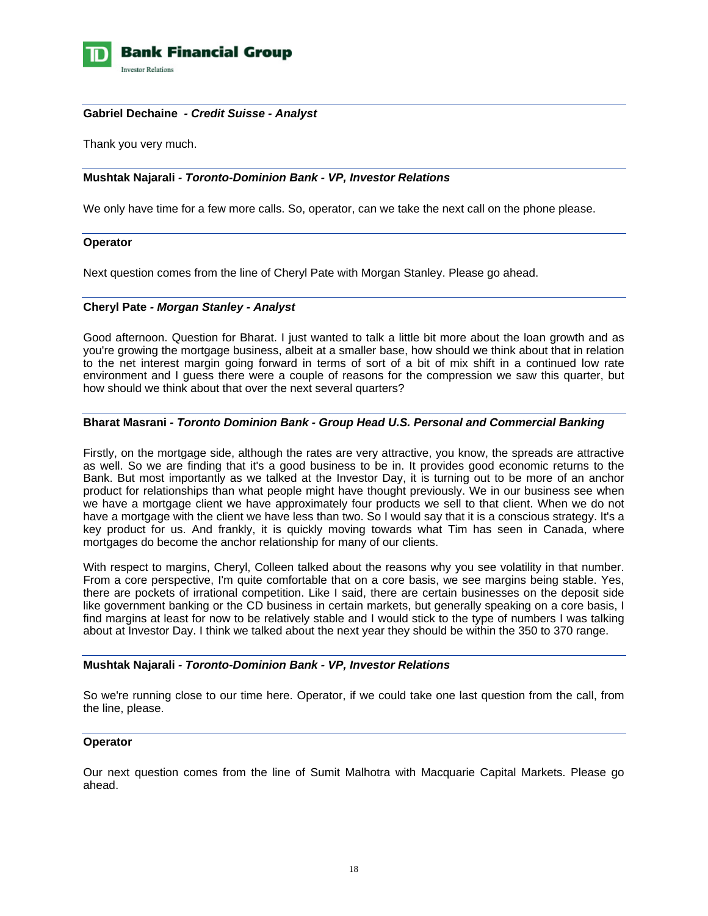**Gabriel Dechaine - *Credit Suisse - Analyst***

Thank you very much.

**Mushtak Najarali - *Toronto-Dominion Bank - VP, Investor Relations***

We only have time for a few more calls. So, operator, can we take the next call on the phone please.

**Operator**

Next question comes from the line of Cheryl Pate with Morgan Stanley. Please go ahead.

**Cheryl Pate - *Morgan Stanley - Analyst***

Good afternoon. Question for Bharat. I just wanted to talk a little bit more about the loan growth and as you're growing the mortgage business, albeit at a smaller base, how should we think about that in relation to the net interest margin going forward in terms of sort of a bit of mix shift in a continued low rate environment and I guess there were a couple of reasons for the compression we saw this quarter, but how should we think about that over the next several quarters?

**Bharat Masrani - *Toronto Dominion Bank - Group Head U.S. Personal and Commercial Banking***

Firstly, on the mortgage side, although the rates are very attractive, you know, the spreads are attractive as well. So we are finding that it's a good business to be in. It provides good economic returns to the Bank. But most importantly as we talked at the Investor Day, it is turning out to be more of an anchor product for relationships than what people might have thought previously. We in our business see when we have a mortgage client we have approximately four products we sell to that client. When we do not have a mortgage with the client we have less than two. So I would say that it is a conscious strategy. It's a key product for us. And frankly, it is quickly moving towards what Tim has seen in Canada, where mortgages do become the anchor relationship for many of our clients.

With respect to margins, Cheryl, Colleen talked about the reasons why you see volatility in that number. From a core perspective, I'm quite comfortable that on a core basis, we see margins being stable. Yes, there are pockets of irrational competition. Like I said, there are certain businesses on the deposit side like government banking or the CD business in certain markets, but generally speaking on a core basis, I find margins at least for now to be relatively stable and I would stick to the type of numbers I was talking about at Investor Day. I think we talked about the next year they should be within the 350 to 370 range.

**Mushtak Najarali - *Toronto-Dominion Bank - VP, Investor Relations***

So we're running close to our time here. Operator, if we could take one last question from the call, from the line, please.

**Operator**

Our next question comes from the line of Sumit Malhotra with Macquarie Capital Markets. Please go ahead.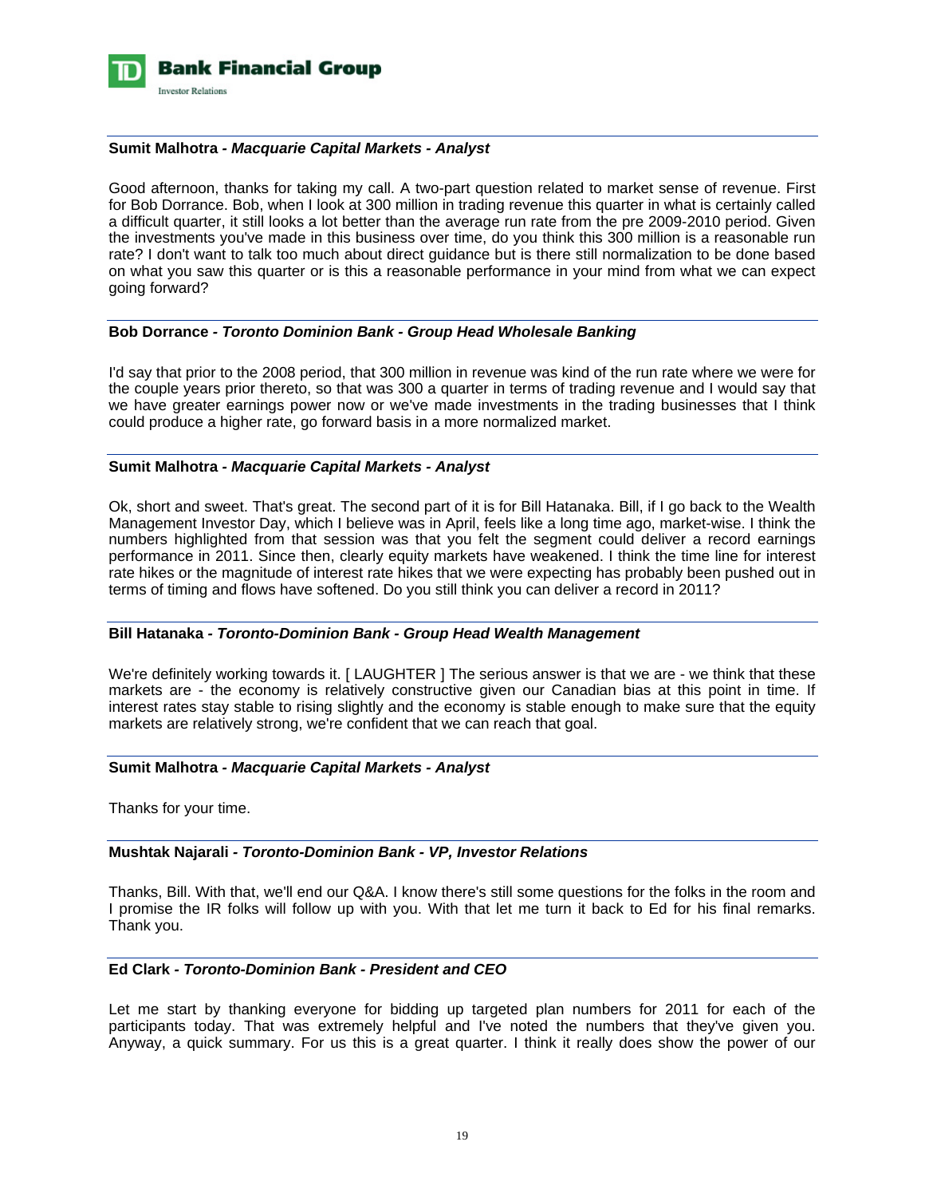**Sumit Malhotra - *Macquarie Capital Markets - Analyst***

Good afternoon, thanks for taking my call. A two-part question related to market sense of revenue. First for Bob Dorrance. Bob, when I look at 300 million in trading revenue this quarter in what is certainly called a difficult quarter, it still looks a lot better than the average run rate from the pre 2009-2010 period. Given the investments you've made in this business over time, do you think this 300 million is a reasonable run rate? I don't want to talk too much about direct guidance but is there still normalization to be done based on what you saw this quarter or is this a reasonable performance in your mind from what we can expect going forward?

**Bob Dorrance - *Toronto Dominion Bank - Group Head Wholesale Banking***

I'd say that prior to the 2008 period, that 300 million in revenue was kind of the run rate where we were for the couple years prior thereto, so that was 300 a quarter in terms of trading revenue and I would say that we have greater earnings power now or we've made investments in the trading businesses that I think could produce a higher rate, go forward basis in a more normalized market.

**Sumit Malhotra - *Macquarie Capital Markets - Analyst***

Ok, short and sweet. That's great. The second part of it is for Bill Hatanaka. Bill, if I go back to the Wealth Management Investor Day, which I believe was in April, feels like a long time ago, market-wise. I think the numbers highlighted from that session was that you felt the segment could deliver a record earnings performance in 2011. Since then, clearly equity markets have weakened. I think the time line for interest rate hikes or the magnitude of interest rate hikes that we were expecting has probably been pushed out in terms of timing and flows have softened. Do you still think you can deliver a record in 2011?

**Bill Hatanaka - *Toronto-Dominion Bank - Group Head Wealth Management***

We're definitely working towards it. [ LAUGHTER ] The serious answer is that we are - we think that these markets are - the economy is relatively constructive given our Canadian bias at this point in time. If interest rates stay stable to rising slightly and the economy is stable enough to make sure that the equity markets are relatively strong, we're confident that we can reach that goal.

**Sumit Malhotra - *Macquarie Capital Markets - Analyst***

Thanks for your time.

**Mushtak Najarali - *Toronto-Dominion Bank - VP, Investor Relations***

Thanks, Bill. With that, we'll end our Q&A. I know there's still some questions for the folks in the room and I promise the IR folks will follow up with you. With that let me turn it back to Ed for his final remarks. Thank you.

**Ed Clark - *Toronto-Dominion Bank - President and CEO***

Let me start by thanking everyone for bidding up targeted plan numbers for 2011 for each of the participants today. That was extremely helpful and I've noted the numbers that they've given you. Anyway, a quick summary. For us this is a great quarter. I think it really does show the power of our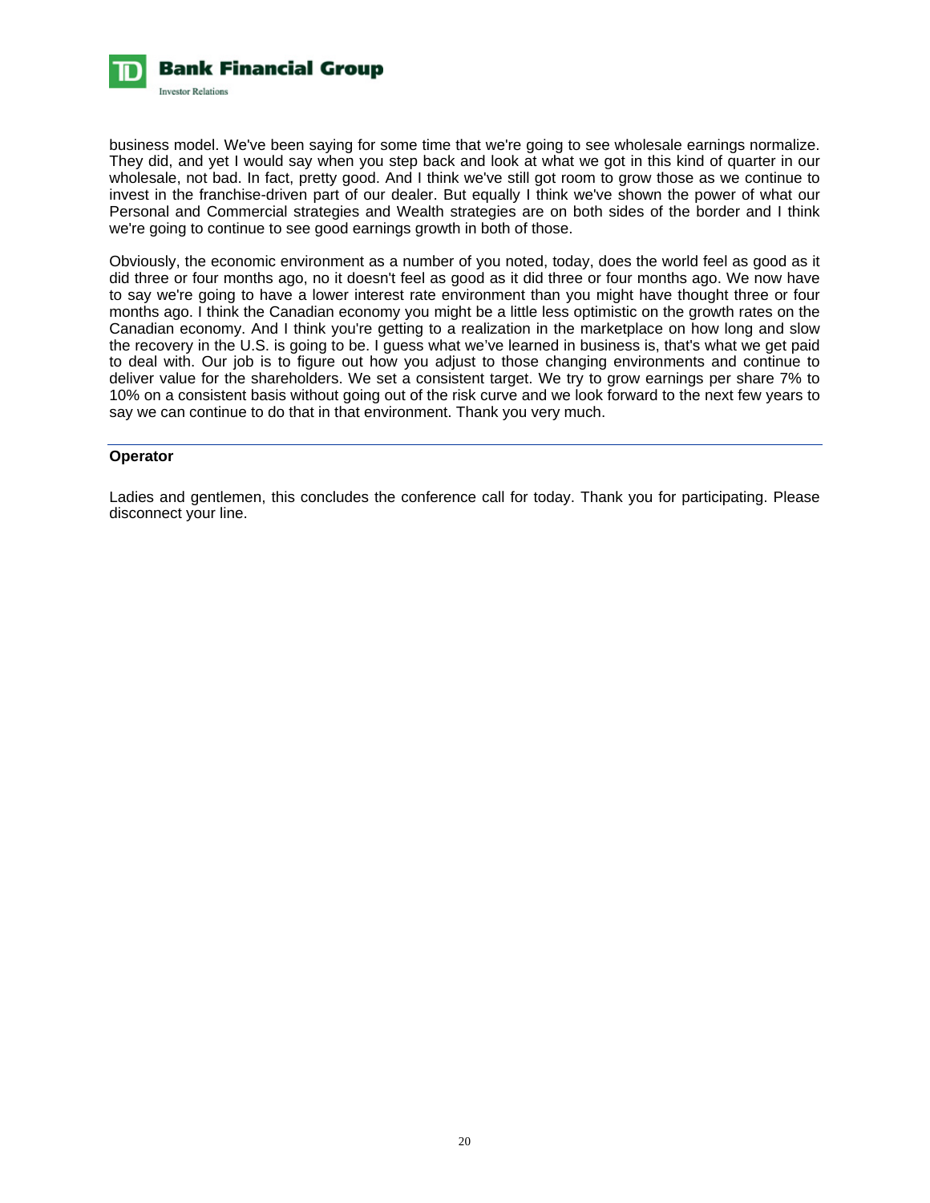business model. We've been saying for some time that we're going to see wholesale earnings normalize. They did, and yet I would say when you step back and look at what we got in this kind of quarter in our wholesale, not bad. In fact, pretty good. And I think we've still got room to grow those as we continue to invest in the franchise-driven part of our dealer. But equally I think we've shown the power of what our Personal and Commercial strategies and Wealth strategies are on both sides of the border and I think we're going to continue to see good earnings growth in both of those.

Obviously, the economic environment as a number of you noted, today, does the world feel as good as it did three or four months ago, no it doesn't feel as good as it did three or four months ago. We now have to say we're going to have a lower interest rate environment than you might have thought three or four months ago. I think the Canadian economy you might be a little less optimistic on the growth rates on the Canadian economy. And I think you're getting to a realization in the marketplace on how long and slow the recovery in the U.S. is going to be. I guess what we've learned in business is, that's what we get paid to deal with. Our job is to figure out how you adjust to those changing environments and continue to deliver value for the shareholders. We set a consistent target. We try to grow earnings per share 7% to 10% on a consistent basis without going out of the risk curve and we look forward to the next few years to say we can continue to do that in that environment. Thank you very much.

**Operator**

Ladies and gentlemen, this concludes the conference call for today. Thank you for participating. Please disconnect your line.